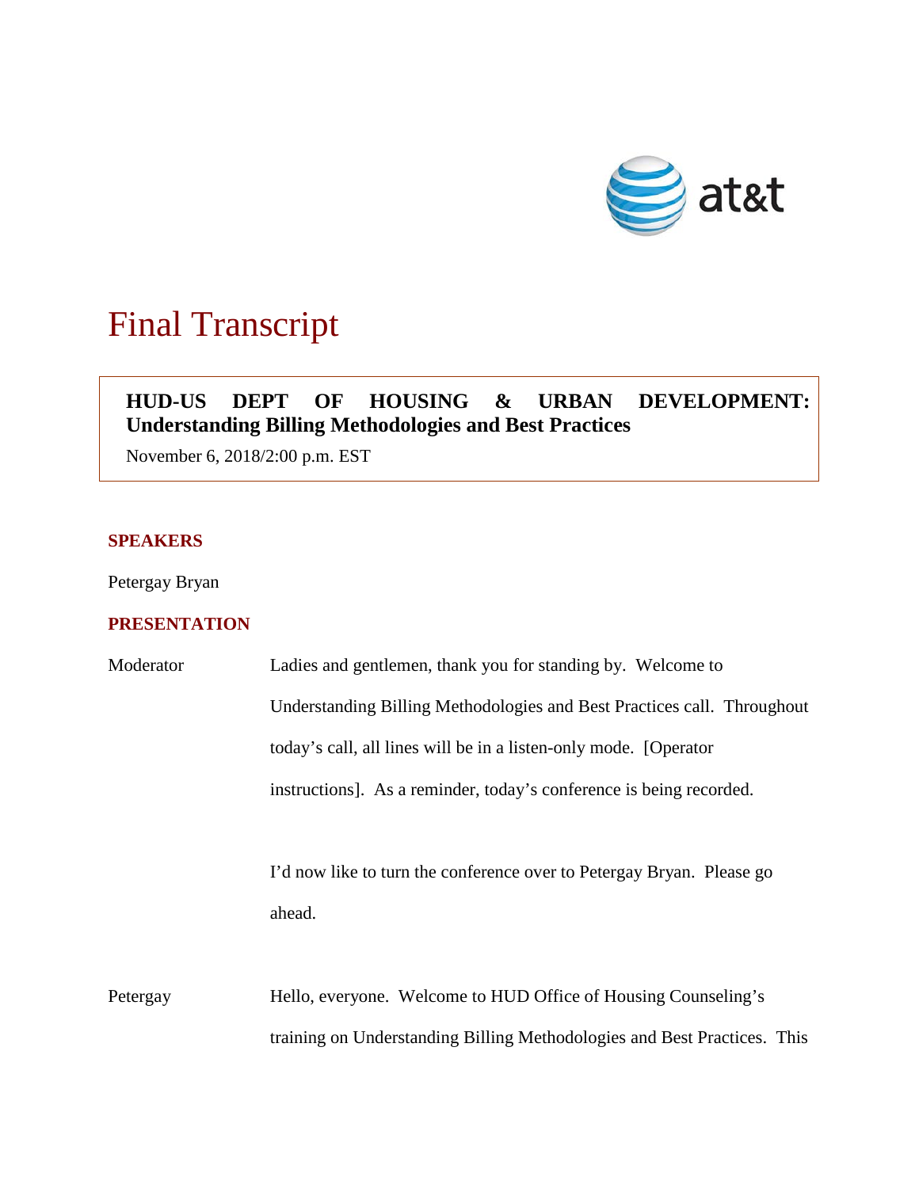# Final Transcript

**HUD-US DEPT OF HOUSING & URBAN DEVELOPMENT: Understanding Billing Methodologies and Best Practices**

November 6, 2018/2:00 p.m. EST

## SPEAKERS

Petergay Bryan

## PRESENTATION

Moderator Ladies and gentlemen, thank you for standing by. Welcome to Understanding Billing Methodologies and Best Practices call. Throughout today's call, all lines will be in a listen-only mode. [Operator instructions]. As a reminder, today's conference is being recorded.

I'd now like to turn the conference over to Petergay Bryan. Please go ahead.

Petergay Hello, everyone. Welcome to HUD Office of Housing Counseling's training on Understanding Billing Methodologies and Best Practices. This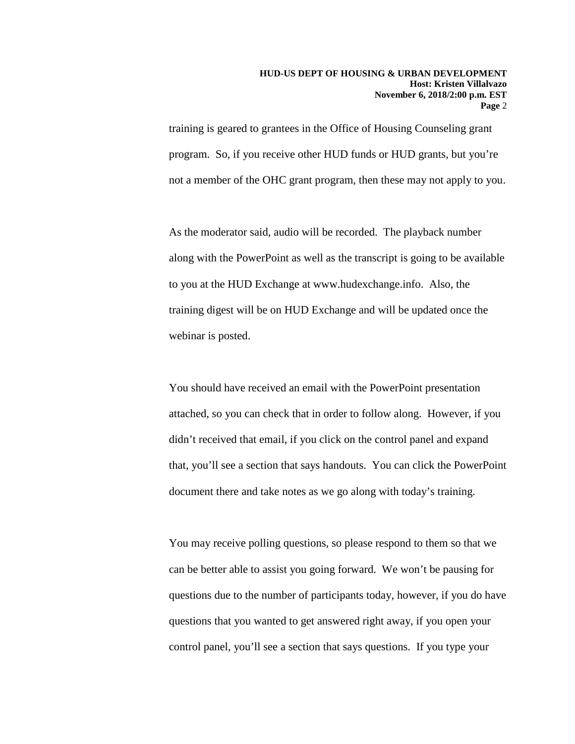training is geared to grantees in the Office of Housing Counseling grant program. So, if you receive other HUD funds or HUD grants, but you're not a member of the OHC grant program, then these may not apply to you.

As the moderator said, audio will be recorded. The playback number along with the PowerPoint as well as the transcript is going to be available to you at the HUD Exchange at www.hudexchange.info. Also, the training digest will be on HUD Exchange and will be updated once the webinar is posted.

You should have received an email with the PowerPoint presentation attached, so you can check that in order to follow along. However, if you didn't received that email, if you click on the control panel and expand that, you'll see a section that says handouts. You can click the PowerPoint document there and take notes as we go along with today's training.

You may receive polling questions, so please respond to them so that we can be better able to assist you going forward. We won't be pausing for questions due to the number of participants today, however, if you do have questions that you wanted to get answered right away, if you open your control panel, you'll see a section that says questions. If you type your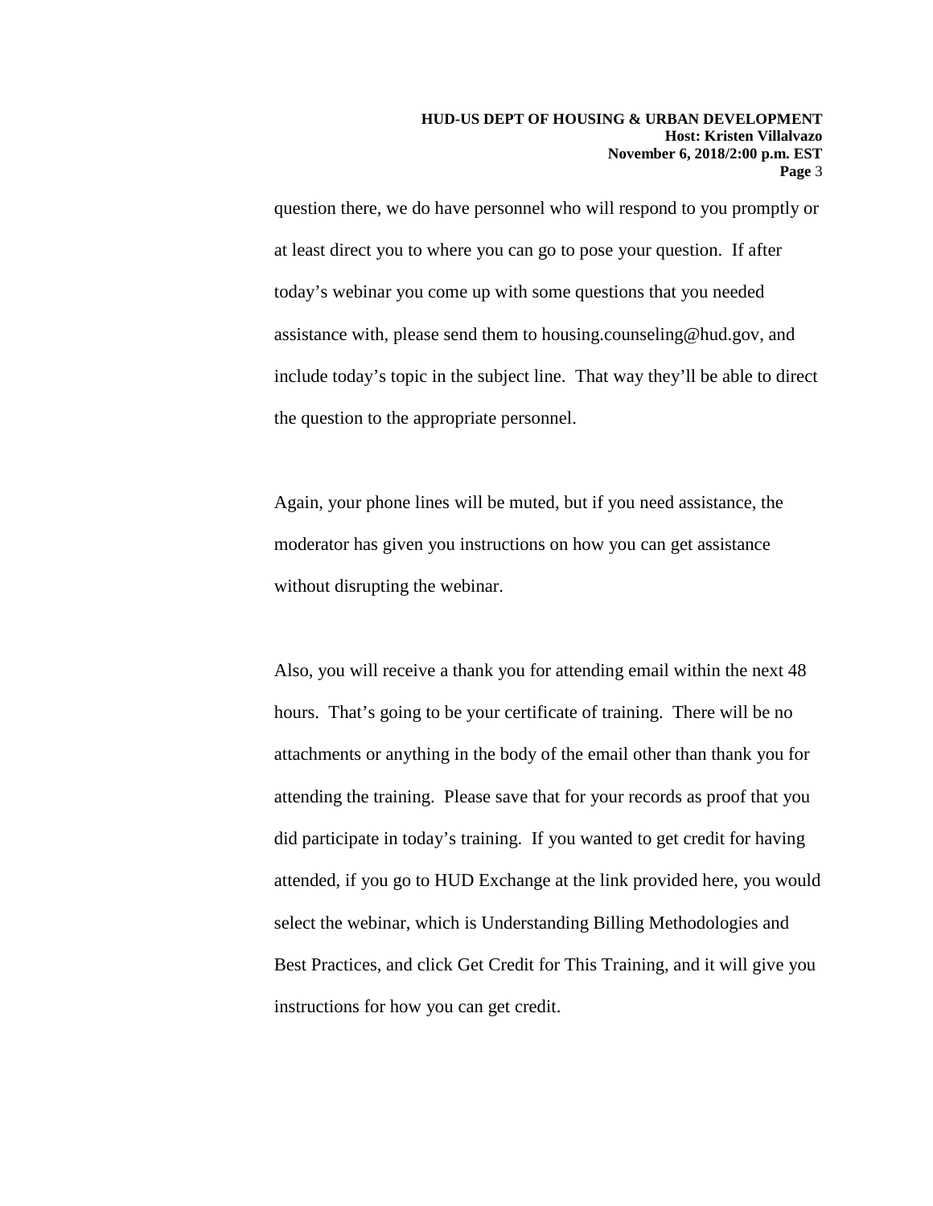question there, we do have personnel who will respond to you promptly or at least direct you to where you can go to pose your question. If after today's webinar you come up with some questions that you needed assistance with, please send them to housing.counseling@hud.gov, and include today's topic in the subject line. That way they'll be able to direct the question to the appropriate personnel.

Again, your phone lines will be muted, but if you need assistance, the moderator has given you instructions on how you can get assistance without disrupting the webinar.

Also, you will receive a thank you for attending email within the next 48 hours. That's going to be your certificate of training. There will be no attachments or anything in the body of the email other than thank you for attending the training. Please save that for your records as proof that you did participate in today's training. If you wanted to get credit for having attended, if you go to HUD Exchange at the link provided here, you would select the webinar, which is Understanding Billing Methodologies and Best Practices, and click Get Credit for This Training, and it will give you instructions for how you can get credit.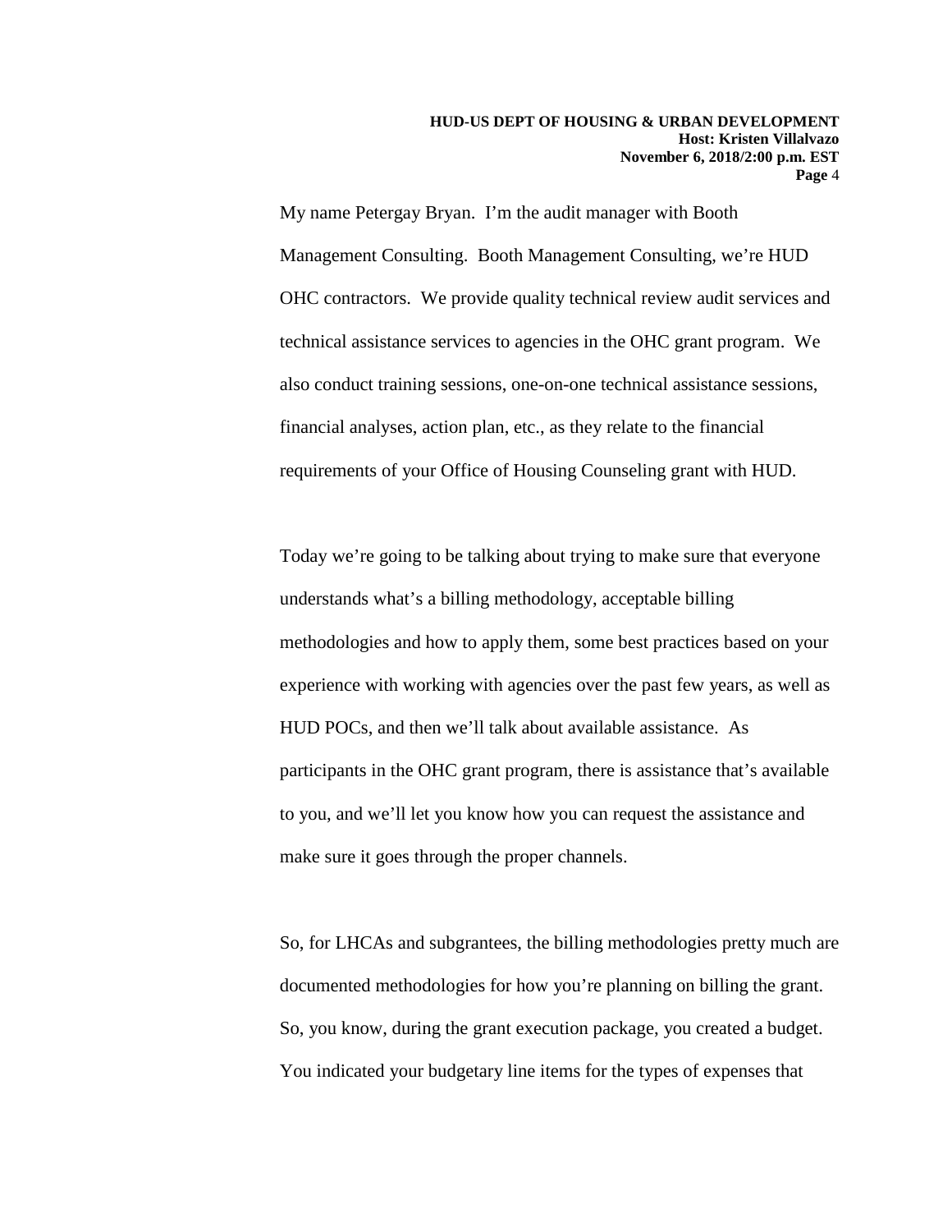My name Petergay Bryan. I'm the audit manager with Booth Management Consulting. Booth Management Consulting, we're HUD OHC contractors. We provide quality technical review audit services and technical assistance services to agencies in the OHC grant program. We also conduct training sessions, one-on-one technical assistance sessions, financial analyses, action plan, etc., as they relate to the financial requirements of your Office of Housing Counseling grant with HUD.

Today we're going to be talking about trying to make sure that everyone understands what's a billing methodology, acceptable billing methodologies and how to apply them, some best practices based on your experience with working with agencies over the past few years, as well as HUD POCs, and then we'll talk about available assistance. As participants in the OHC grant program, there is assistance that's available to you, and we'll let you know how you can request the assistance and make sure it goes through the proper channels.

So, for LHCAs and subgrantees, the billing methodologies pretty much are documented methodologies for how you're planning on billing the grant. So, you know, during the grant execution package, you created a budget. You indicated your budgetary line items for the types of expenses that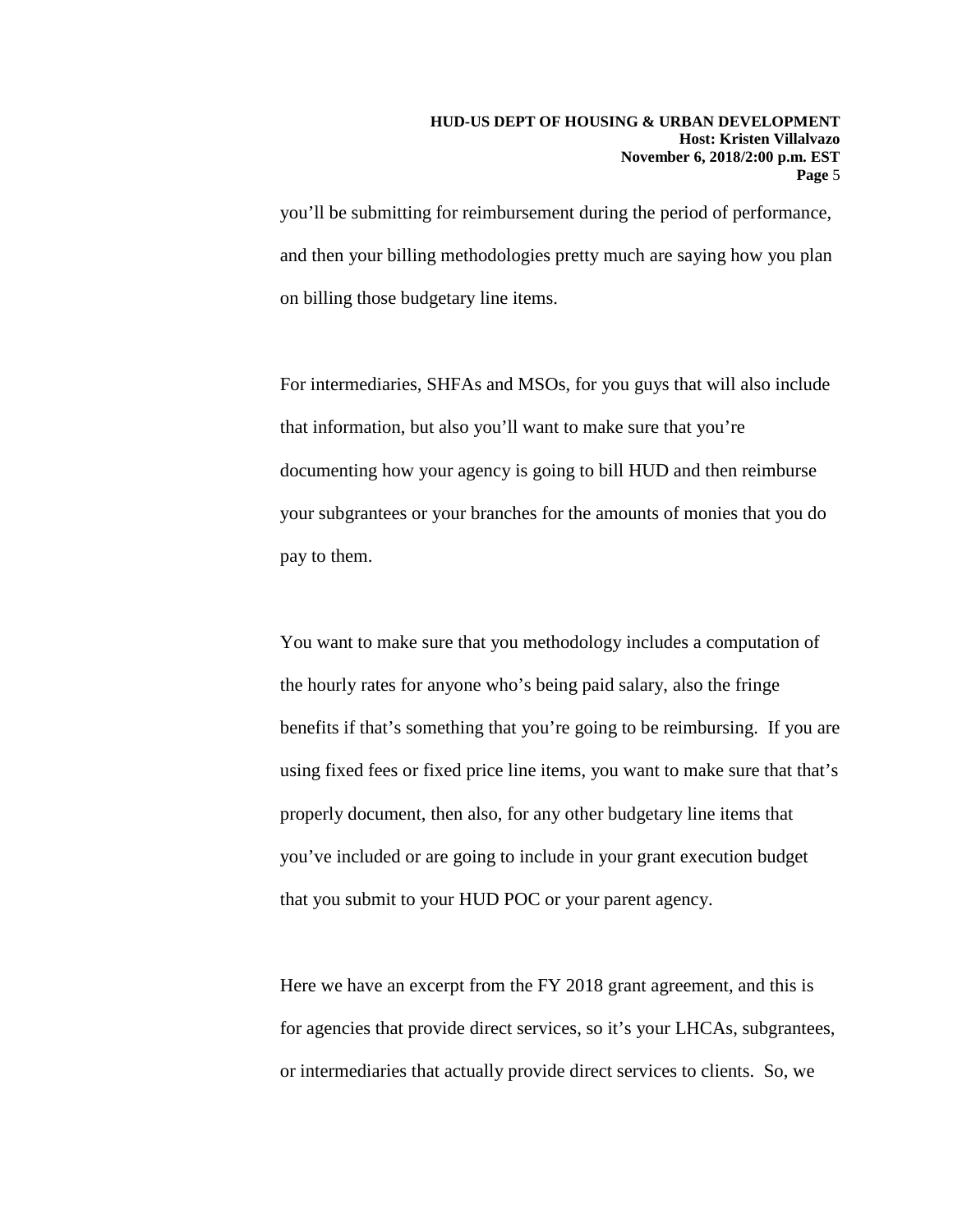you'll be submitting for reimbursement during the period of performance, and then your billing methodologies pretty much are saying how you plan on billing those budgetary line items.

For intermediaries, SHFAs and MSOs, for you guys that will also include that information, but also you'll want to make sure that you're documenting how your agency is going to bill HUD and then reimburse your subgrantees or your branches for the amounts of monies that you do pay to them.

You want to make sure that you methodology includes a computation of the hourly rates for anyone who's being paid salary, also the fringe benefits if that's something that you're going to be reimbursing. If you are using fixed fees or fixed price line items, you want to make sure that that's properly document, then also, for any other budgetary line items that you've included or are going to include in your grant execution budget that you submit to your HUD POC or your parent agency.

Here we have an excerpt from the FY 2018 grant agreement, and this is for agencies that provide direct services, so it's your LHCAs, subgrantees, or intermediaries that actually provide direct services to clients. So, we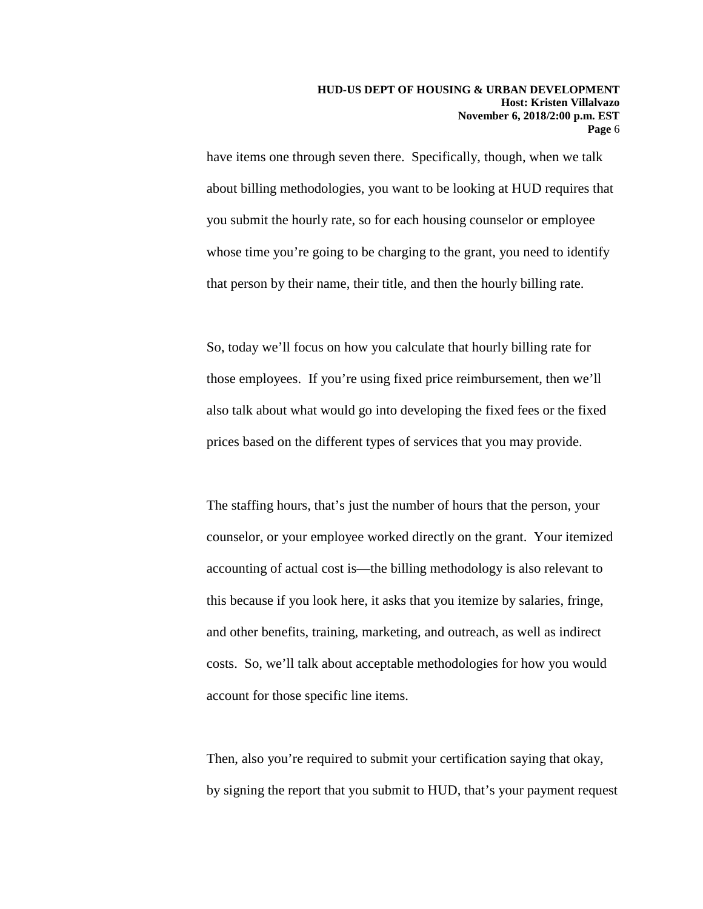have items one through seven there. Specifically, though, when we talk about billing methodologies, you want to be looking at HUD requires that you submit the hourly rate, so for each housing counselor or employee whose time you're going to be charging to the grant, you need to identify that person by their name, their title, and then the hourly billing rate.

So, today we'll focus on how you calculate that hourly billing rate for those employees. If you're using fixed price reimbursement, then we'll also talk about what would go into developing the fixed fees or the fixed prices based on the different types of services that you may provide.

The staffing hours, that's just the number of hours that the person, your counselor, or your employee worked directly on the grant. Your itemized accounting of actual cost is—the billing methodology is also relevant to this because if you look here, it asks that you itemize by salaries, fringe, and other benefits, training, marketing, and outreach, as well as indirect costs. So, we'll talk about acceptable methodologies for how you would account for those specific line items.

Then, also you're required to submit your certification saying that okay, by signing the report that you submit to HUD, that's your payment request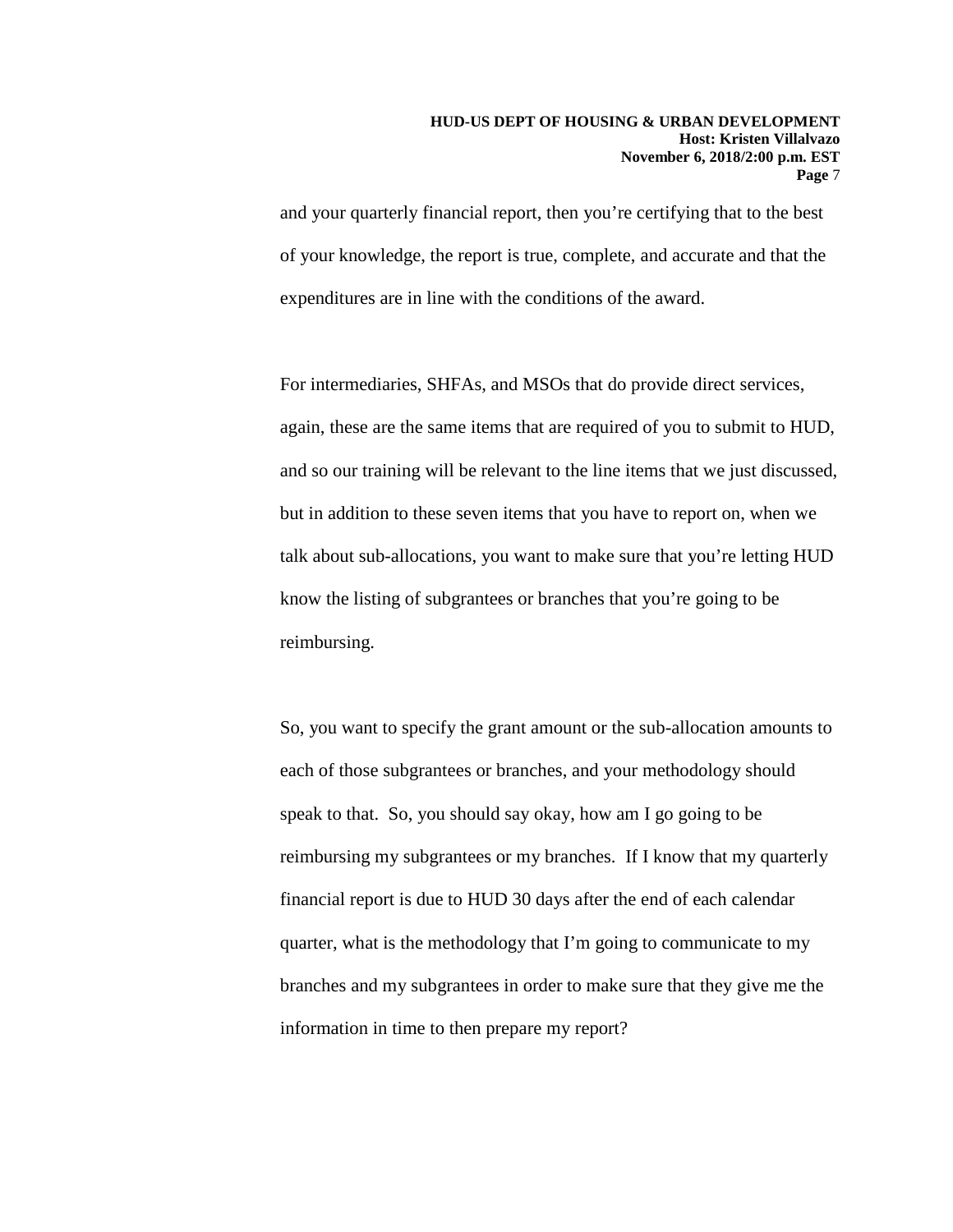and your quarterly financial report, then you're certifying that to the best of your knowledge, the report is true, complete, and accurate and that the expenditures are in line with the conditions of the award.

For intermediaries, SHFAs, and MSOs that do provide direct services, again, these are the same items that are required of you to submit to HUD, and so our training will be relevant to the line items that we just discussed, but in addition to these seven items that you have to report on, when we talk about sub-allocations, you want to make sure that you're letting HUD know the listing of subgrantees or branches that you're going to be reimbursing.

So, you want to specify the grant amount or the sub-allocation amounts to each of those subgrantees or branches, and your methodology should speak to that. So, you should say okay, how am I go going to be reimbursing my subgrantees or my branches. If I know that my quarterly financial report is due to HUD 30 days after the end of each calendar quarter, what is the methodology that I'm going to communicate to my branches and my subgrantees in order to make sure that they give me the information in time to then prepare my report?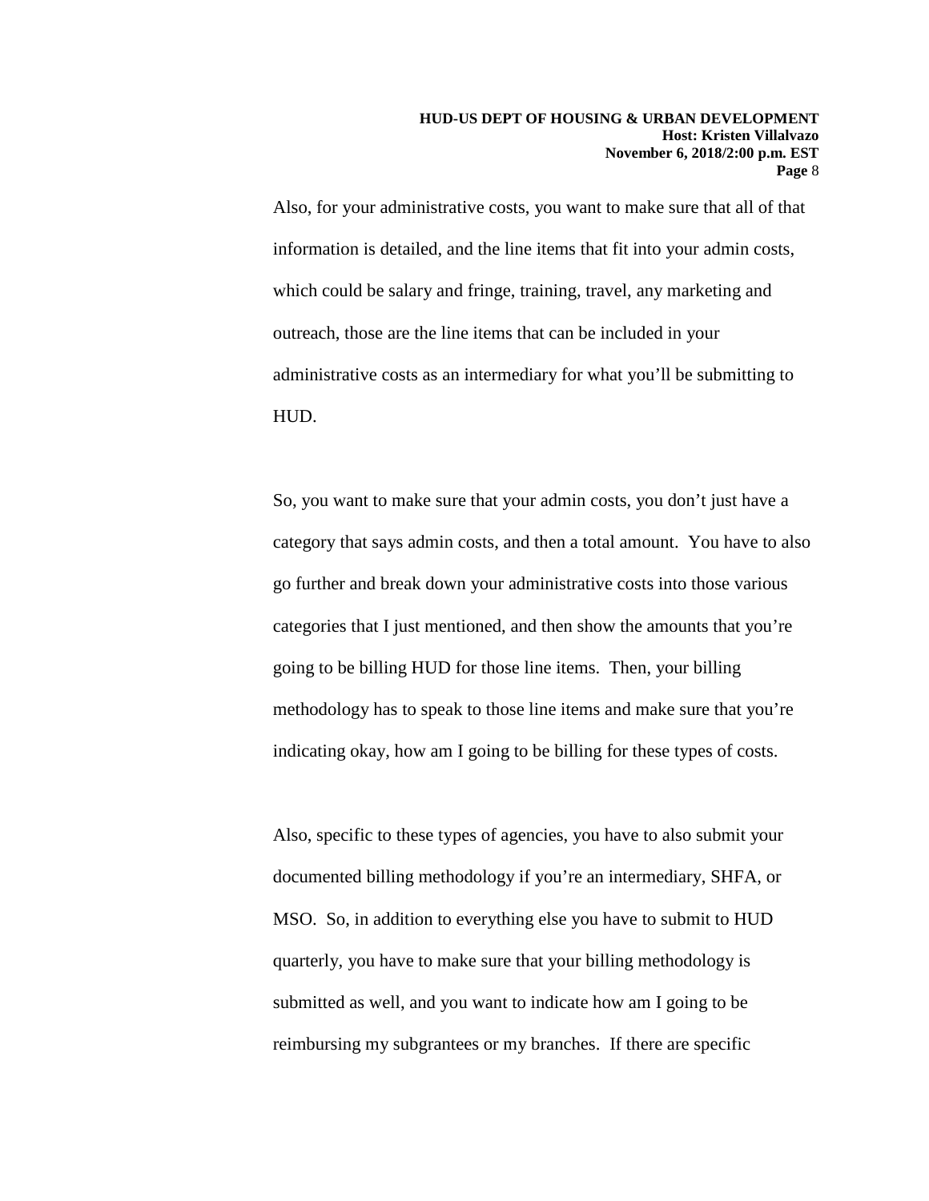Also, for your administrative costs, you want to make sure that all of that information is detailed, and the line items that fit into your admin costs, which could be salary and fringe, training, travel, any marketing and outreach, those are the line items that can be included in your administrative costs as an intermediary for what you'll be submitting to HUD.

So, you want to make sure that your admin costs, you don't just have a category that says admin costs, and then a total amount. You have to also go further and break down your administrative costs into those various categories that I just mentioned, and then show the amounts that you're going to be billing HUD for those line items. Then, your billing methodology has to speak to those line items and make sure that you're indicating okay, how am I going to be billing for these types of costs.

Also, specific to these types of agencies, you have to also submit your documented billing methodology if you're an intermediary, SHFA, or MSO. So, in addition to everything else you have to submit to HUD quarterly, you have to make sure that your billing methodology is submitted as well, and you want to indicate how am I going to be reimbursing my subgrantees or my branches. If there are specific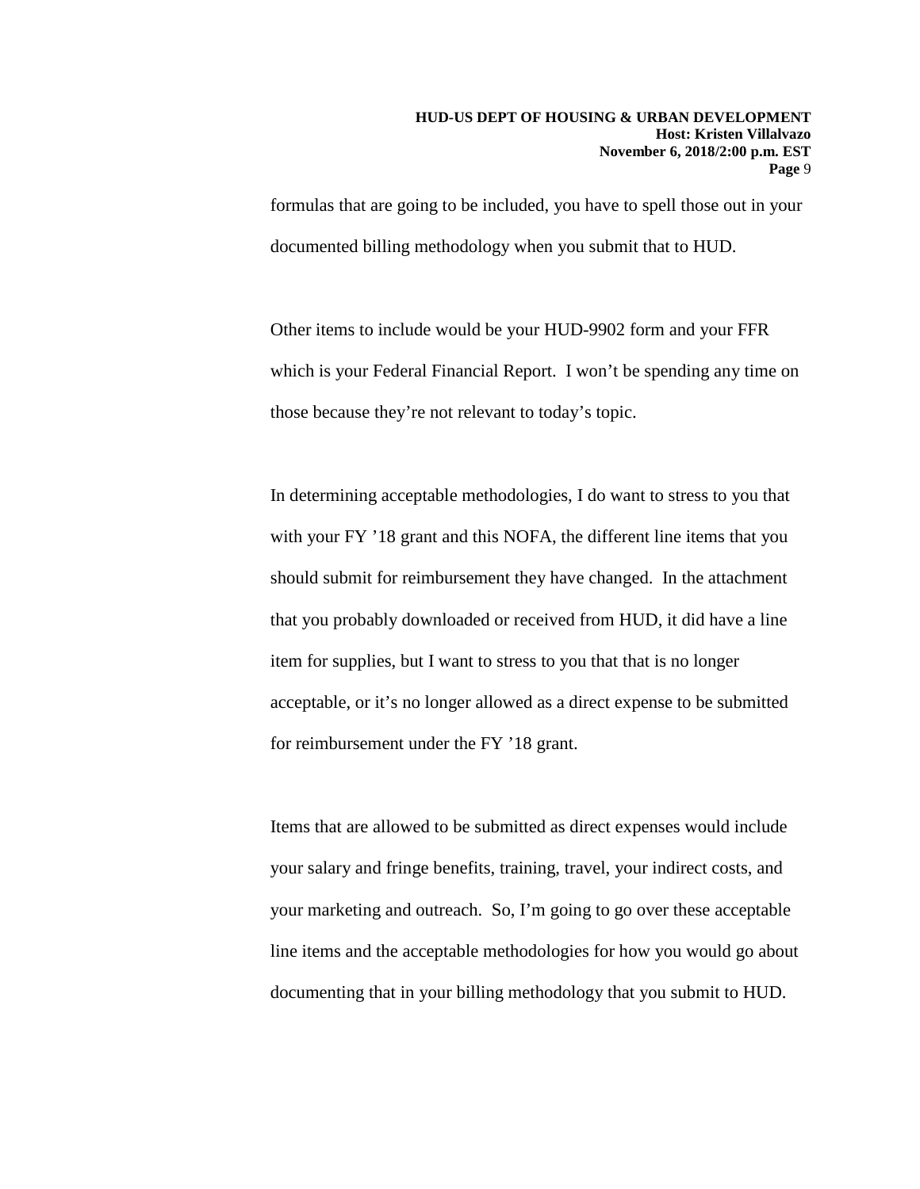formulas that are going to be included, you have to spell those out in your documented billing methodology when you submit that to HUD.

Other items to include would be your HUD-9902 form and your FFR which is your Federal Financial Report. I won't be spending any time on those because they're not relevant to today's topic.

In determining acceptable methodologies, I do want to stress to you that with your FY '18 grant and this NOFA, the different line items that you should submit for reimbursement they have changed. In the attachment that you probably downloaded or received from HUD, it did have a line item for supplies, but I want to stress to you that that is no longer acceptable, or it's no longer allowed as a direct expense to be submitted for reimbursement under the FY '18 grant.

Items that are allowed to be submitted as direct expenses would include your salary and fringe benefits, training, travel, your indirect costs, and your marketing and outreach. So, I'm going to go over these acceptable line items and the acceptable methodologies for how you would go about documenting that in your billing methodology that you submit to HUD.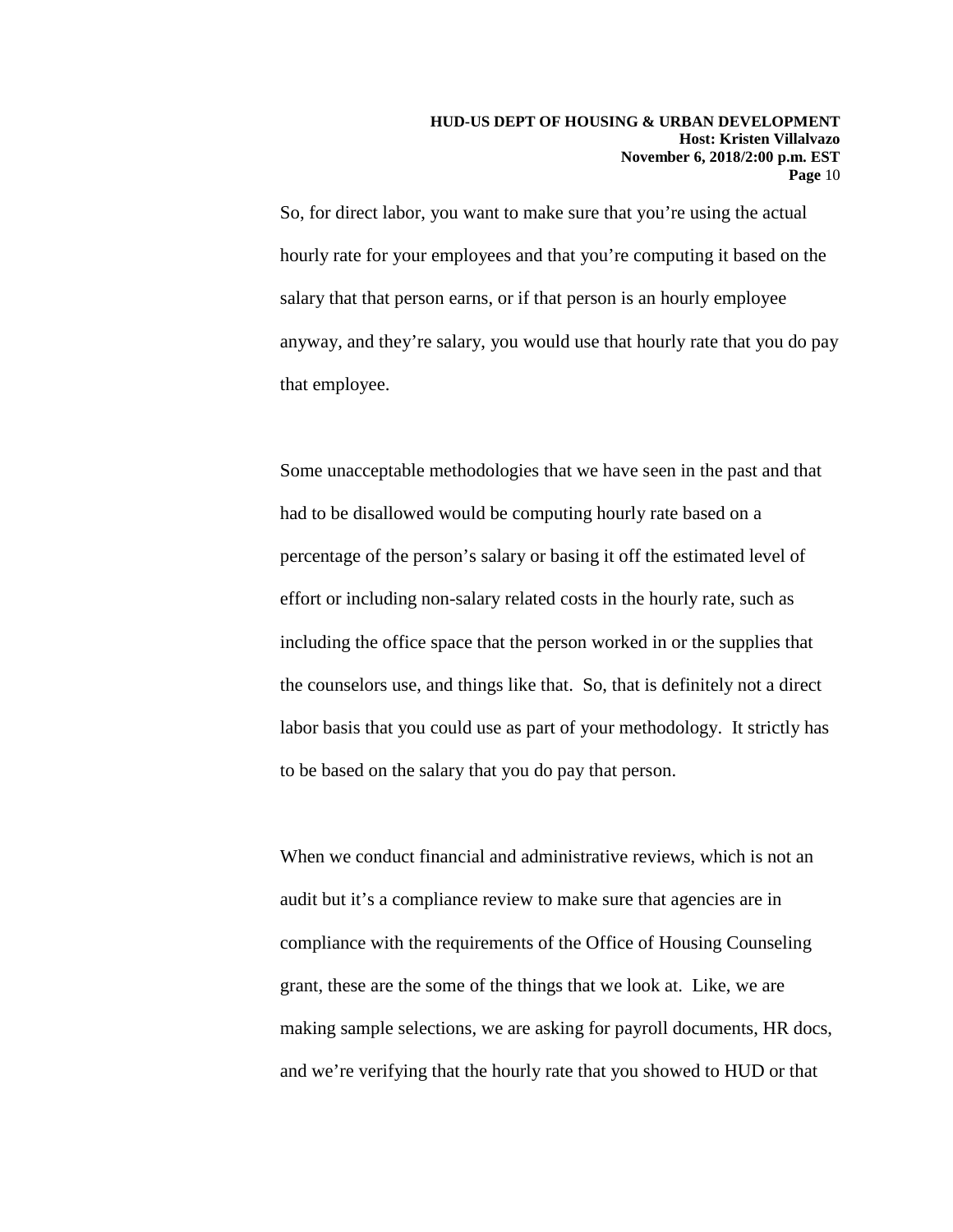So, for direct labor, you want to make sure that you're using the actual hourly rate for your employees and that you're computing it based on the salary that that person earns, or if that person is an hourly employee anyway, and they're salary, you would use that hourly rate that you do pay that employee.

Some unacceptable methodologies that we have seen in the past and that had to be disallowed would be computing hourly rate based on a percentage of the person's salary or basing it off the estimated level of effort or including non-salary related costs in the hourly rate, such as including the office space that the person worked in or the supplies that the counselors use, and things like that. So, that is definitely not a direct labor basis that you could use as part of your methodology. It strictly has to be based on the salary that you do pay that person.

When we conduct financial and administrative reviews, which is not an audit but it's a compliance review to make sure that agencies are in compliance with the requirements of the Office of Housing Counseling grant, these are the some of the things that we look at. Like, we are making sample selections, we are asking for payroll documents, HR docs, and we're verifying that the hourly rate that you showed to HUD or that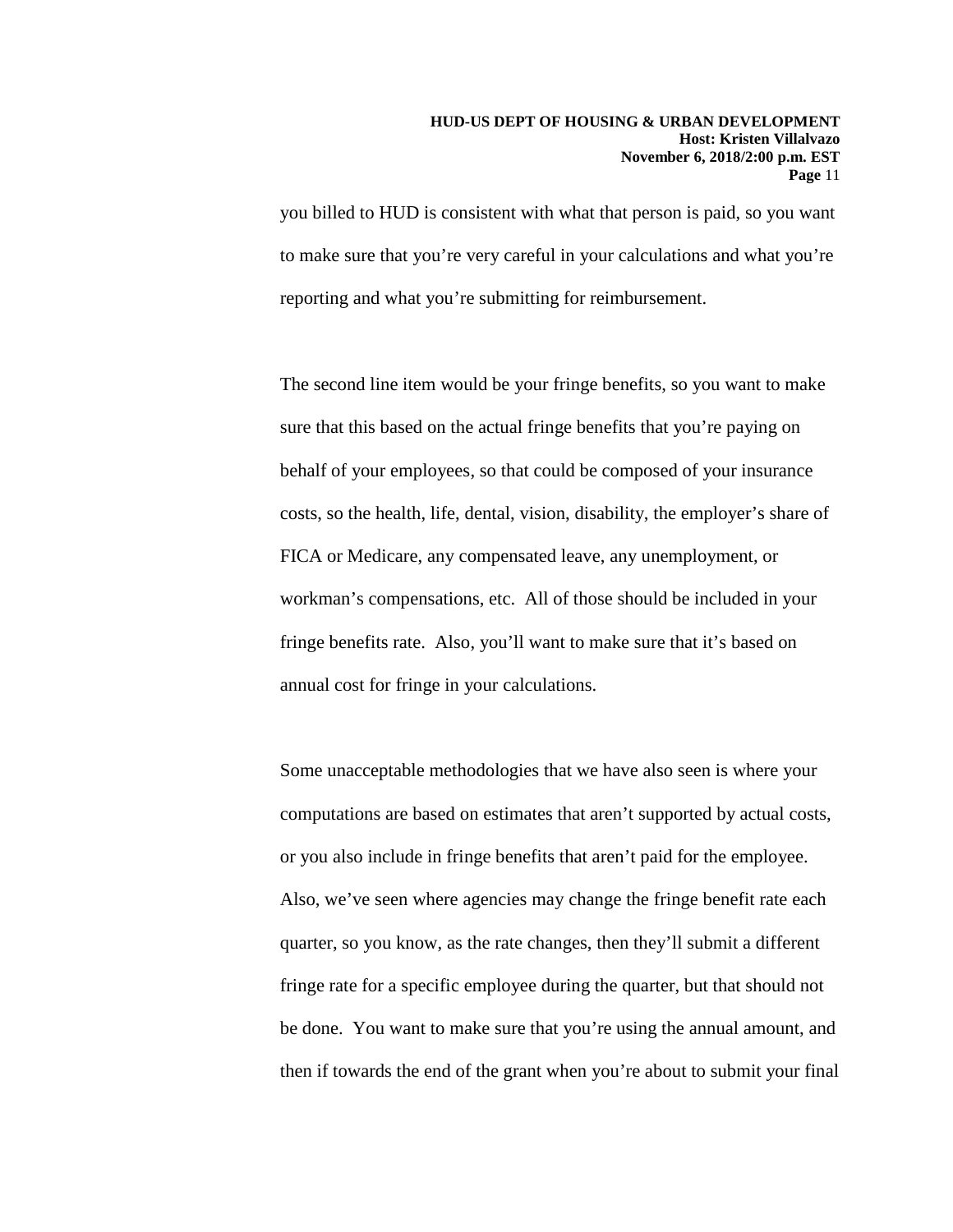you billed to HUD is consistent with what that person is paid, so you want to make sure that you're very careful in your calculations and what you're reporting and what you're submitting for reimbursement.

The second line item would be your fringe benefits, so you want to make sure that this based on the actual fringe benefits that you're paying on behalf of your employees, so that could be composed of your insurance costs, so the health, life, dental, vision, disability, the employer's share of FICA or Medicare, any compensated leave, any unemployment, or workman's compensations, etc. All of those should be included in your fringe benefits rate. Also, you'll want to make sure that it's based on annual cost for fringe in your calculations.

Some unacceptable methodologies that we have also seen is where your computations are based on estimates that aren't supported by actual costs, or you also include in fringe benefits that aren't paid for the employee. Also, we've seen where agencies may change the fringe benefit rate each quarter, so you know, as the rate changes, then they'll submit a different fringe rate for a specific employee during the quarter, but that should not be done. You want to make sure that you're using the annual amount, and then if towards the end of the grant when you're about to submit your final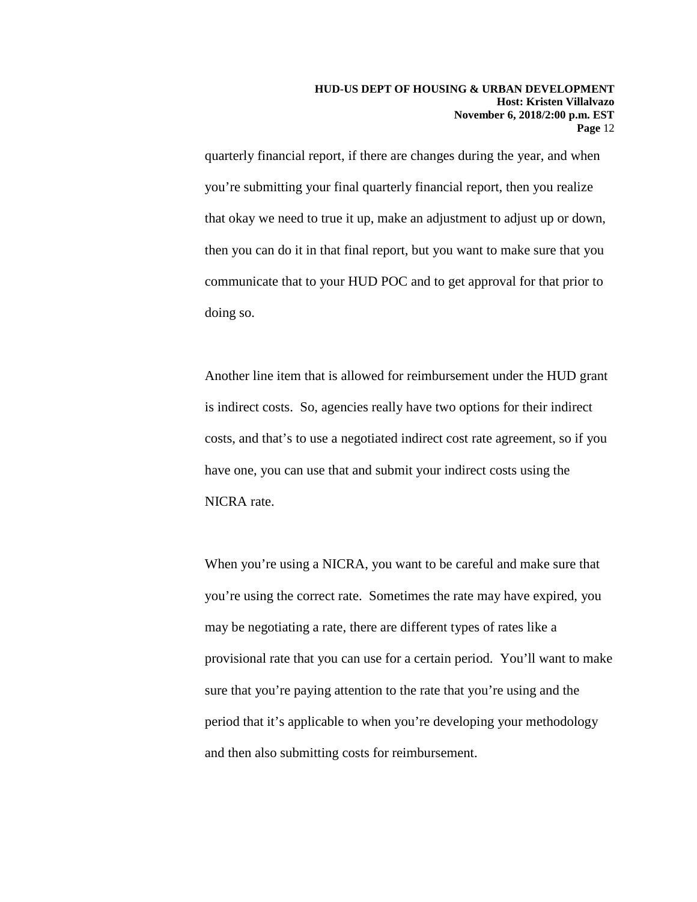quarterly financial report, if there are changes during the year, and when you're submitting your final quarterly financial report, then you realize that okay we need to true it up, make an adjustment to adjust up or down, then you can do it in that final report, but you want to make sure that you communicate that to your HUD POC and to get approval for that prior to doing so.

Another line item that is allowed for reimbursement under the HUD grant is indirect costs. So, agencies really have two options for their indirect costs, and that's to use a negotiated indirect cost rate agreement, so if you have one, you can use that and submit your indirect costs using the NICRA rate.

When you're using a NICRA, you want to be careful and make sure that you're using the correct rate. Sometimes the rate may have expired, you may be negotiating a rate, there are different types of rates like a provisional rate that you can use for a certain period. You'll want to make sure that you're paying attention to the rate that you're using and the period that it's applicable to when you're developing your methodology and then also submitting costs for reimbursement.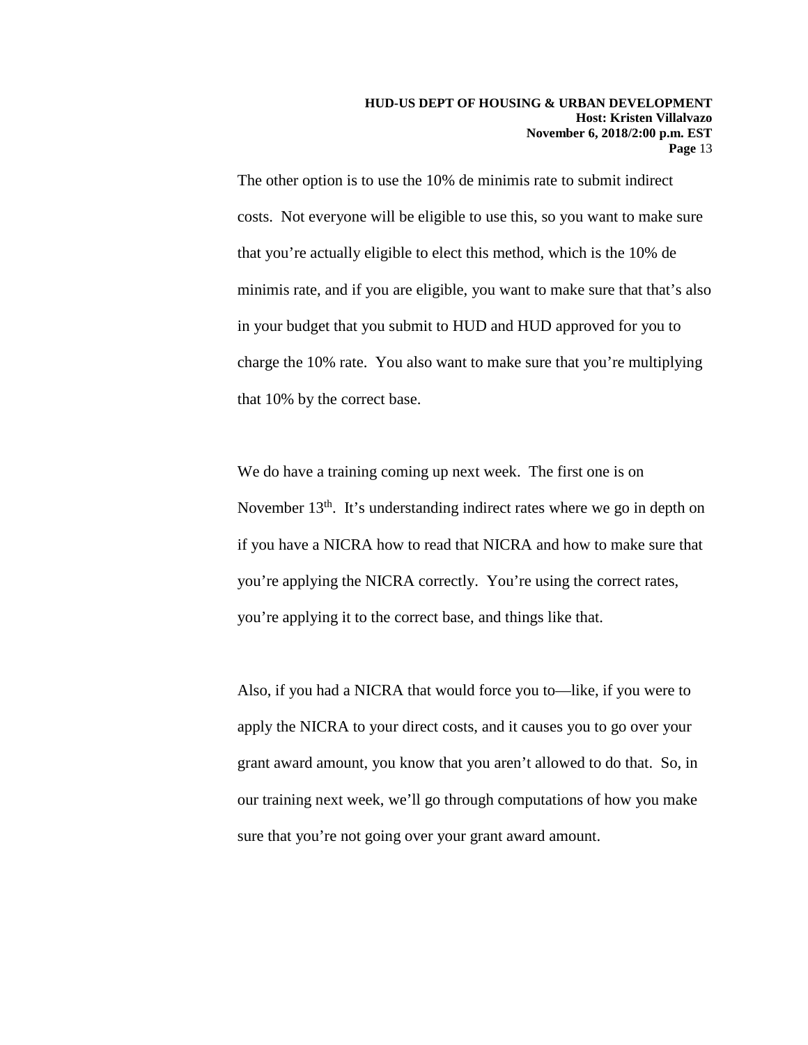The other option is to use the 10% de minimis rate to submit indirect costs. Not everyone will be eligible to use this, so you want to make sure that you're actually eligible to elect this method, which is the 10% de minimis rate, and if you are eligible, you want to make sure that that's also in your budget that you submit to HUD and HUD approved for you to charge the 10% rate. You also want to make sure that you're multiplying that 10% by the correct base.

We do have a training coming up next week. The first one is on November 13th. It's understanding indirect rates where we go in depth on if you have a NICRA how to read that NICRA and how to make sure that you're applying the NICRA correctly. You're using the correct rates, you're applying it to the correct base, and things like that.

Also, if you had a NICRA that would force you to—like, if you were to apply the NICRA to your direct costs, and it causes you to go over your grant award amount, you know that you aren't allowed to do that. So, in our training next week, we'll go through computations of how you make sure that you're not going over your grant award amount.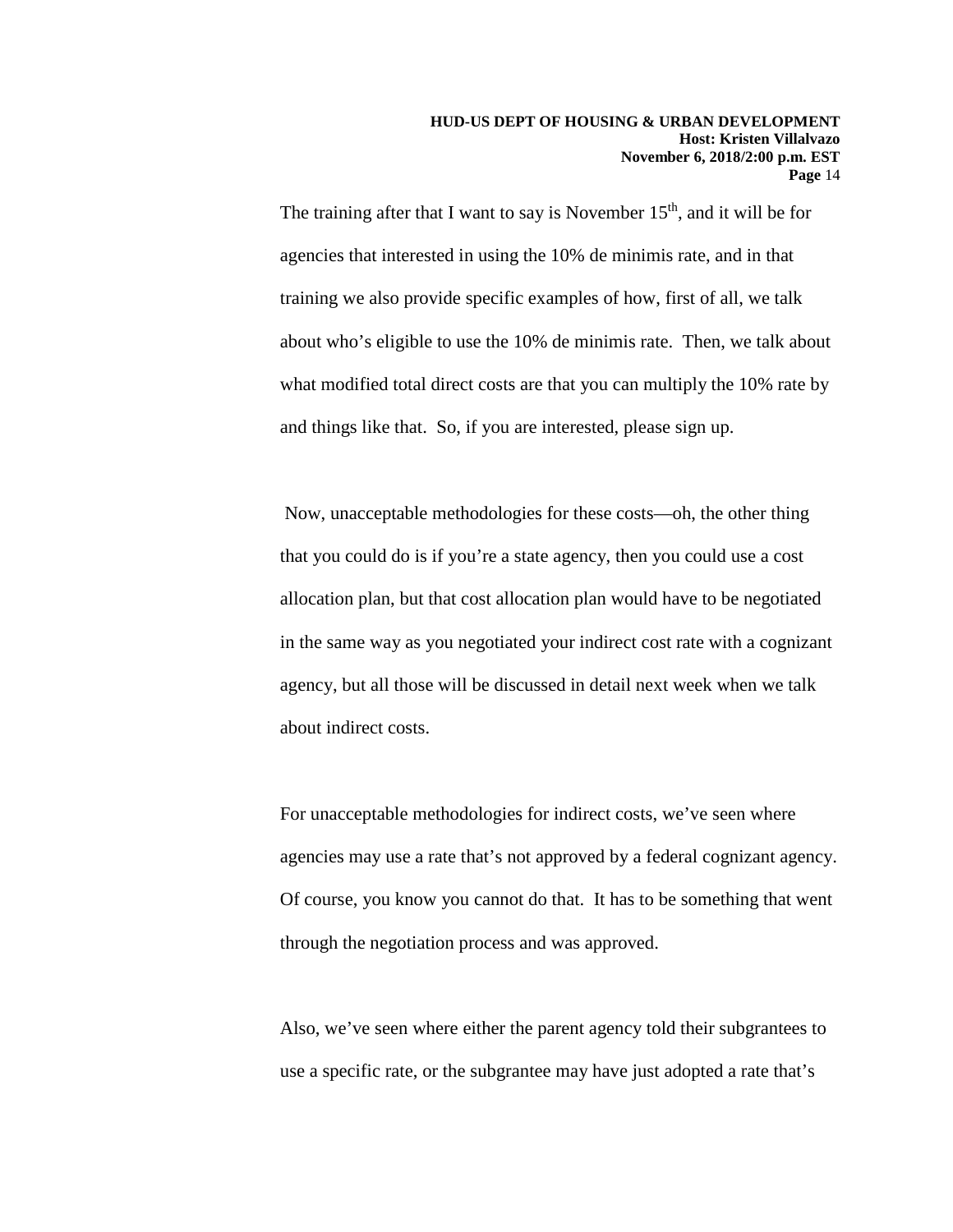The training after that I want to say is November 15th, and it will be for agencies that interested in using the 10% de minimis rate, and in that training we also provide specific examples of how, first of all, we talk about who's eligible to use the 10% de minimis rate. Then, we talk about what modified total direct costs are that you can multiply the 10% rate by and things like that. So, if you are interested, please sign up.

Now, unacceptable methodologies for these costs—oh, the other thing that you could do is if you're a state agency, then you could use a cost allocation plan, but that cost allocation plan would have to be negotiated in the same way as you negotiated your indirect cost rate with a cognizant agency, but all those will be discussed in detail next week when we talk about indirect costs.

For unacceptable methodologies for indirect costs, we've seen where agencies may use a rate that's not approved by a federal cognizant agency. Of course, you know you cannot do that. It has to be something that went through the negotiation process and was approved.

Also, we've seen where either the parent agency told their subgrantees to use a specific rate, or the subgrantee may have just adopted a rate that's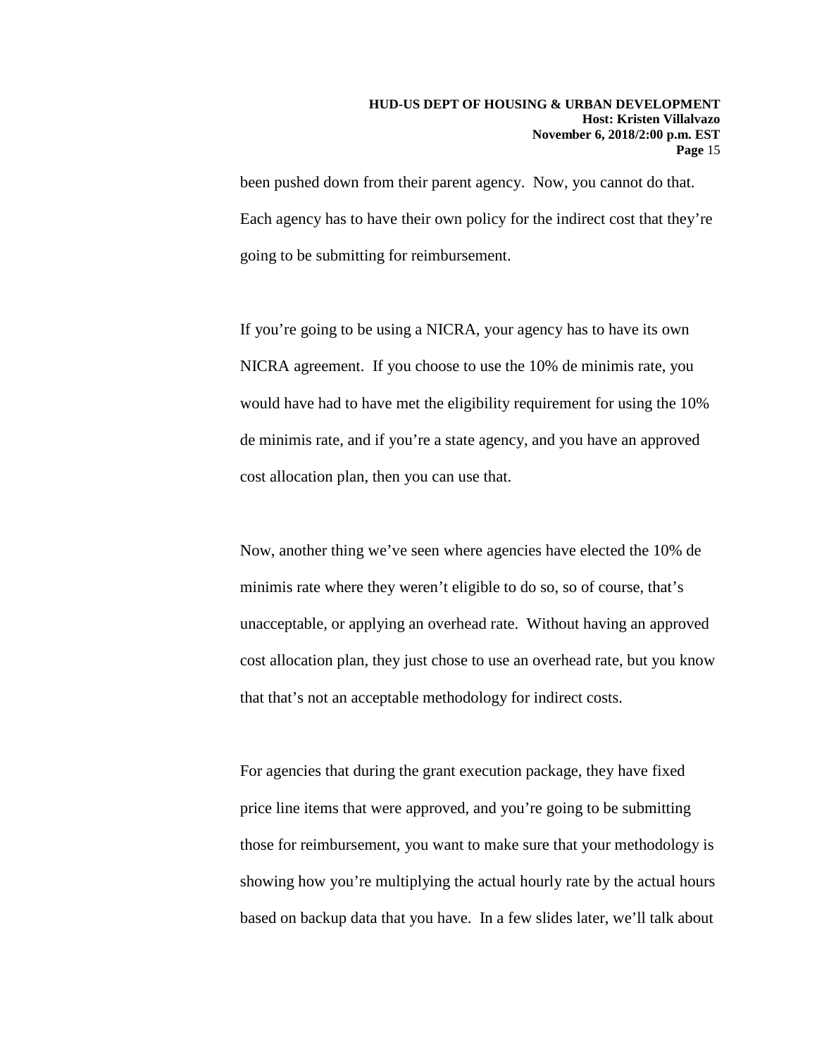been pushed down from their parent agency. Now, you cannot do that. Each agency has to have their own policy for the indirect cost that they're going to be submitting for reimbursement.

If you're going to be using a NICRA, your agency has to have its own NICRA agreement. If you choose to use the 10% de minimis rate, you would have had to have met the eligibility requirement for using the 10% de minimis rate, and if you're a state agency, and you have an approved cost allocation plan, then you can use that.

Now, another thing we've seen where agencies have elected the 10% de minimis rate where they weren't eligible to do so, so of course, that's unacceptable, or applying an overhead rate. Without having an approved cost allocation plan, they just chose to use an overhead rate, but you know that that's not an acceptable methodology for indirect costs.

For agencies that during the grant execution package, they have fixed price line items that were approved, and you're going to be submitting those for reimbursement, you want to make sure that your methodology is showing how you're multiplying the actual hourly rate by the actual hours based on backup data that you have. In a few slides later, we'll talk about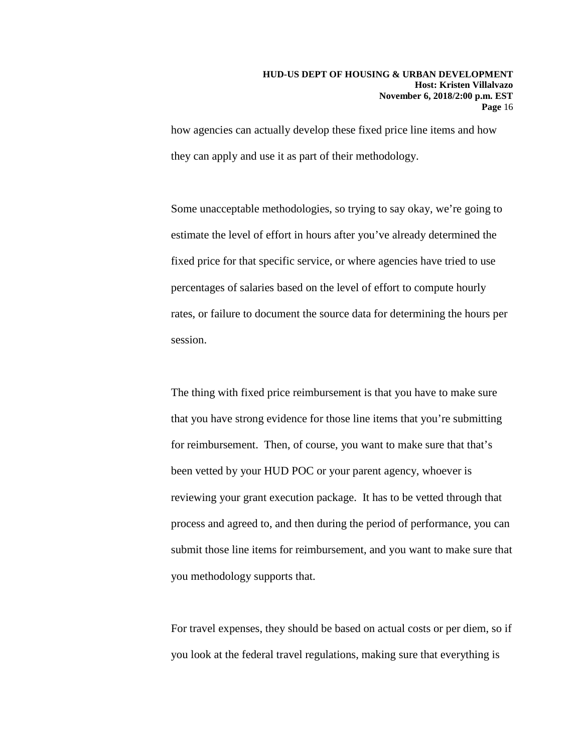how agencies can actually develop these fixed price line items and how they can apply and use it as part of their methodology.

Some unacceptable methodologies, so trying to say okay, we're going to estimate the level of effort in hours after you've already determined the fixed price for that specific service, or where agencies have tried to use percentages of salaries based on the level of effort to compute hourly rates, or failure to document the source data for determining the hours per session.

The thing with fixed price reimbursement is that you have to make sure that you have strong evidence for those line items that you're submitting for reimbursement. Then, of course, you want to make sure that that's been vetted by your HUD POC or your parent agency, whoever is reviewing your grant execution package. It has to be vetted through that process and agreed to, and then during the period of performance, you can submit those line items for reimbursement, and you want to make sure that you methodology supports that.

For travel expenses, they should be based on actual costs or per diem, so if you look at the federal travel regulations, making sure that everything is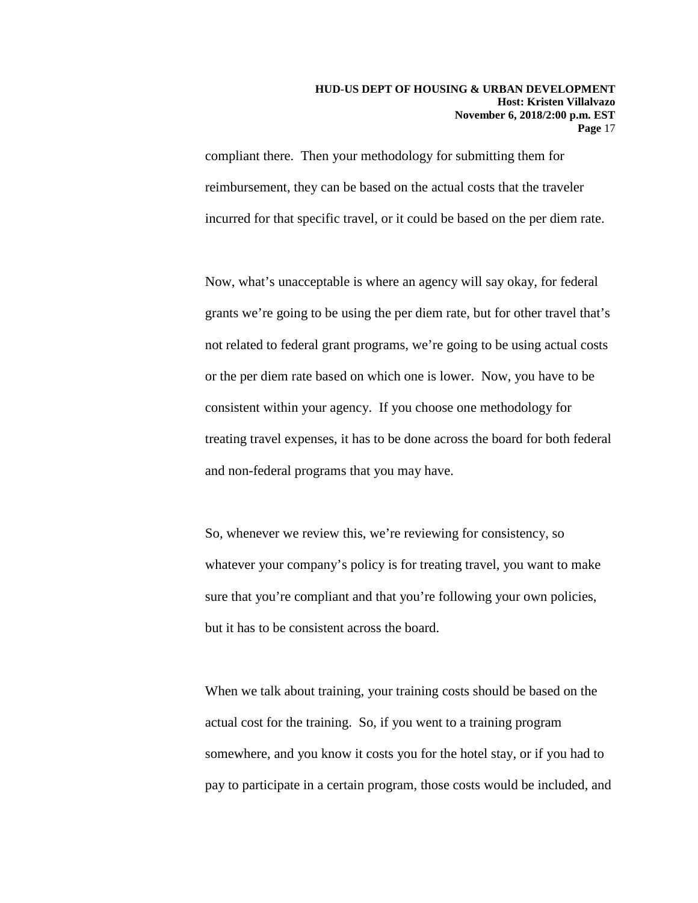compliant there. Then your methodology for submitting them for reimbursement, they can be based on the actual costs that the traveler incurred for that specific travel, or it could be based on the per diem rate.

Now, what's unacceptable is where an agency will say okay, for federal grants we're going to be using the per diem rate, but for other travel that's not related to federal grant programs, we're going to be using actual costs or the per diem rate based on which one is lower. Now, you have to be consistent within your agency. If you choose one methodology for treating travel expenses, it has to be done across the board for both federal and non-federal programs that you may have.

So, whenever we review this, we're reviewing for consistency, so whatever your company's policy is for treating travel, you want to make sure that you're compliant and that you're following your own policies, but it has to be consistent across the board.

When we talk about training, your training costs should be based on the actual cost for the training. So, if you went to a training program somewhere, and you know it costs you for the hotel stay, or if you had to pay to participate in a certain program, those costs would be included, and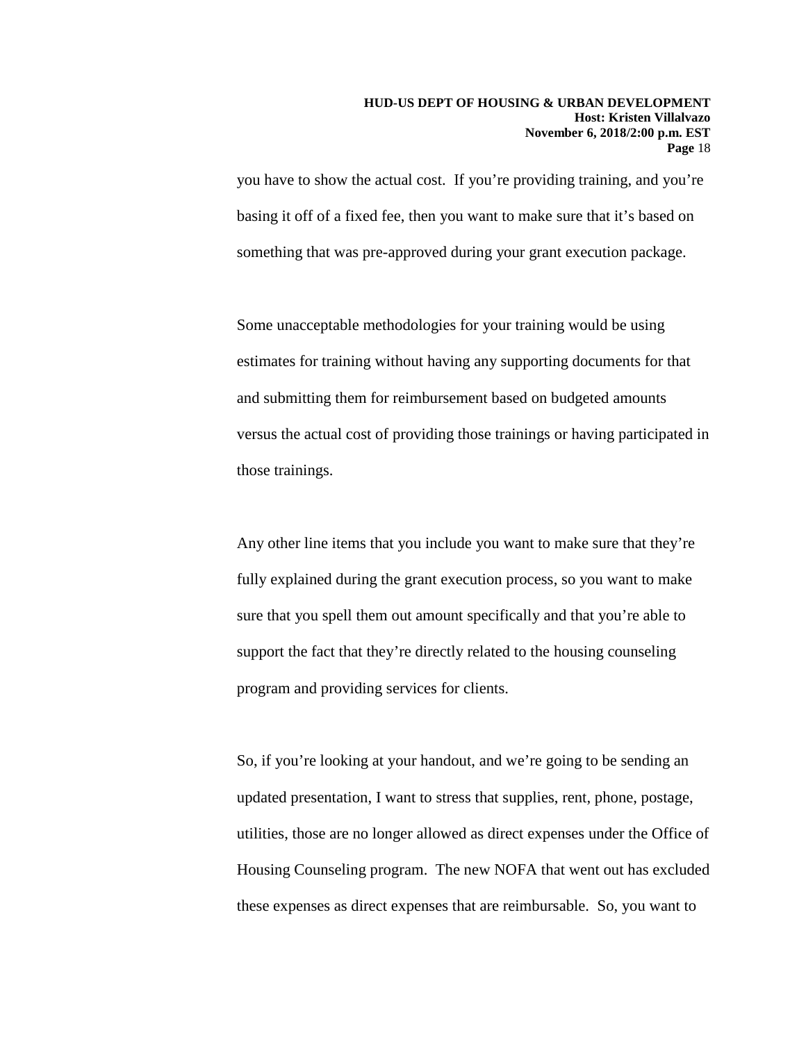you have to show the actual cost. If you're providing training, and you're basing it off of a fixed fee, then you want to make sure that it's based on something that was pre-approved during your grant execution package.

Some unacceptable methodologies for your training would be using estimates for training without having any supporting documents for that and submitting them for reimbursement based on budgeted amounts versus the actual cost of providing those trainings or having participated in those trainings.

Any other line items that you include you want to make sure that they're fully explained during the grant execution process, so you want to make sure that you spell them out amount specifically and that you're able to support the fact that they're directly related to the housing counseling program and providing services for clients.

So, if you're looking at your handout, and we're going to be sending an updated presentation, I want to stress that supplies, rent, phone, postage, utilities, those are no longer allowed as direct expenses under the Office of Housing Counseling program. The new NOFA that went out has excluded these expenses as direct expenses that are reimbursable. So, you want to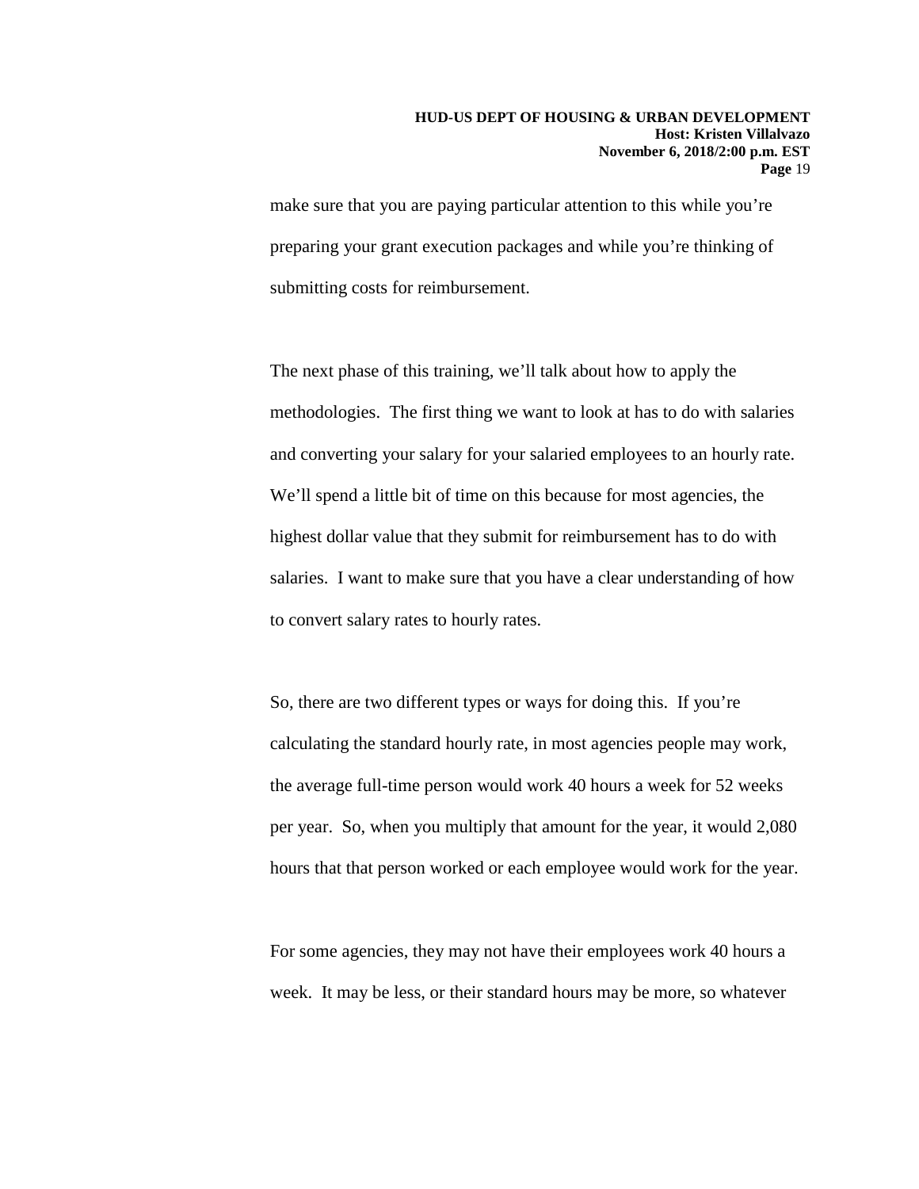make sure that you are paying particular attention to this while you're preparing your grant execution packages and while you're thinking of submitting costs for reimbursement.

The next phase of this training, we'll talk about how to apply the methodologies. The first thing we want to look at has to do with salaries and converting your salary for your salaried employees to an hourly rate. We'll spend a little bit of time on this because for most agencies, the highest dollar value that they submit for reimbursement has to do with salaries. I want to make sure that you have a clear understanding of how to convert salary rates to hourly rates.

So, there are two different types or ways for doing this. If you're calculating the standard hourly rate, in most agencies people may work, the average full-time person would work 40 hours a week for 52 weeks per year. So, when you multiply that amount for the year, it would 2,080 hours that that person worked or each employee would work for the year.

For some agencies, they may not have their employees work 40 hours a week. It may be less, or their standard hours may be more, so whatever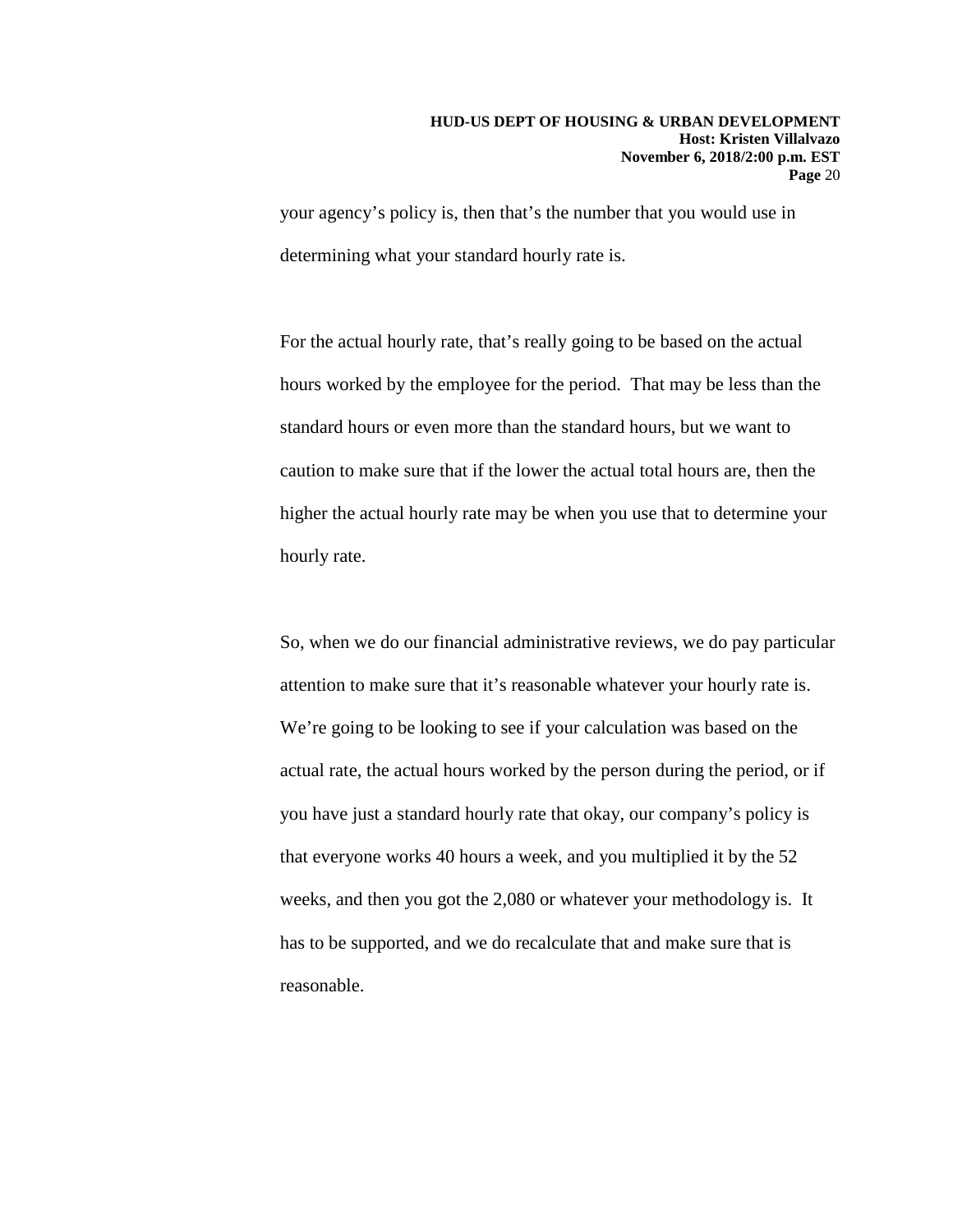your agency's policy is, then that's the number that you would use in determining what your standard hourly rate is.

For the actual hourly rate, that's really going to be based on the actual hours worked by the employee for the period. That may be less than the standard hours or even more than the standard hours, but we want to caution to make sure that if the lower the actual total hours are, then the higher the actual hourly rate may be when you use that to determine your hourly rate.

So, when we do our financial administrative reviews, we do pay particular attention to make sure that it's reasonable whatever your hourly rate is. We're going to be looking to see if your calculation was based on the actual rate, the actual hours worked by the person during the period, or if you have just a standard hourly rate that okay, our company's policy is that everyone works 40 hours a week, and you multiplied it by the 52 weeks, and then you got the 2,080 or whatever your methodology is. It has to be supported, and we do recalculate that and make sure that is reasonable.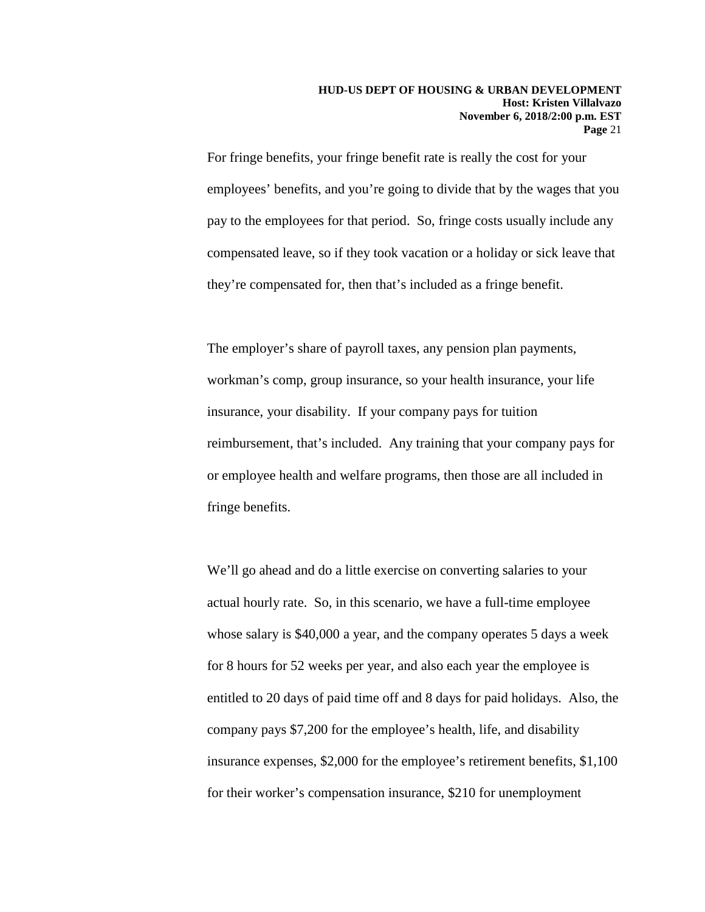For fringe benefits, your fringe benefit rate is really the cost for your employees' benefits, and you're going to divide that by the wages that you pay to the employees for that period. So, fringe costs usually include any compensated leave, so if they took vacation or a holiday or sick leave that they're compensated for, then that's included as a fringe benefit.

The employer's share of payroll taxes, any pension plan payments, workman's comp, group insurance, so your health insurance, your life insurance, your disability. If your company pays for tuition reimbursement, that's included. Any training that your company pays for or employee health and welfare programs, then those are all included in fringe benefits.

We'll go ahead and do a little exercise on converting salaries to your actual hourly rate. So, in this scenario, we have a full-time employee whose salary is $40,000 a year, and the company operates 5 days a week for 8 hours for 52 weeks per year, and also each year the employee is entitled to 20 days of paid time off and 8 days for paid holidays. Also, the company pays $7,200 for the employee's health, life, and disability insurance expenses, $2,000 for the employee's retirement benefits, $1,100 for their worker's compensation insurance, $210 for unemployment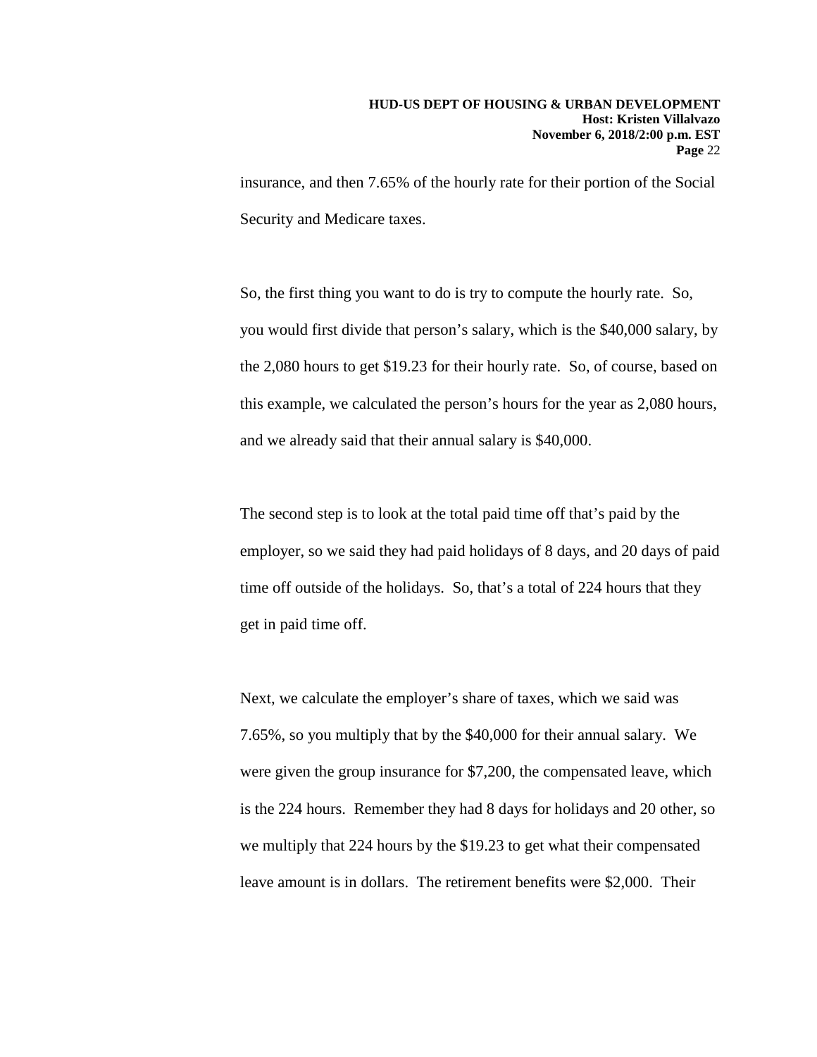insurance, and then 7.65% of the hourly rate for their portion of the Social Security and Medicare taxes.

So, the first thing you want to do is try to compute the hourly rate. So, you would first divide that person's salary, which is the $40,000 salary, by the 2,080 hours to get $19.23 for their hourly rate. So, of course, based on this example, we calculated the person's hours for the year as 2,080 hours, and we already said that their annual salary is $40,000.

The second step is to look at the total paid time off that's paid by the employer, so we said they had paid holidays of 8 days, and 20 days of paid time off outside of the holidays. So, that's a total of 224 hours that they get in paid time off.

Next, we calculate the employer's share of taxes, which we said was 7.65%, so you multiply that by the $40,000 for their annual salary. We were given the group insurance for $7,200, the compensated leave, which is the 224 hours. Remember they had 8 days for holidays and 20 other, so we multiply that 224 hours by the $19.23 to get what their compensated leave amount is in dollars. The retirement benefits were $2,000. Their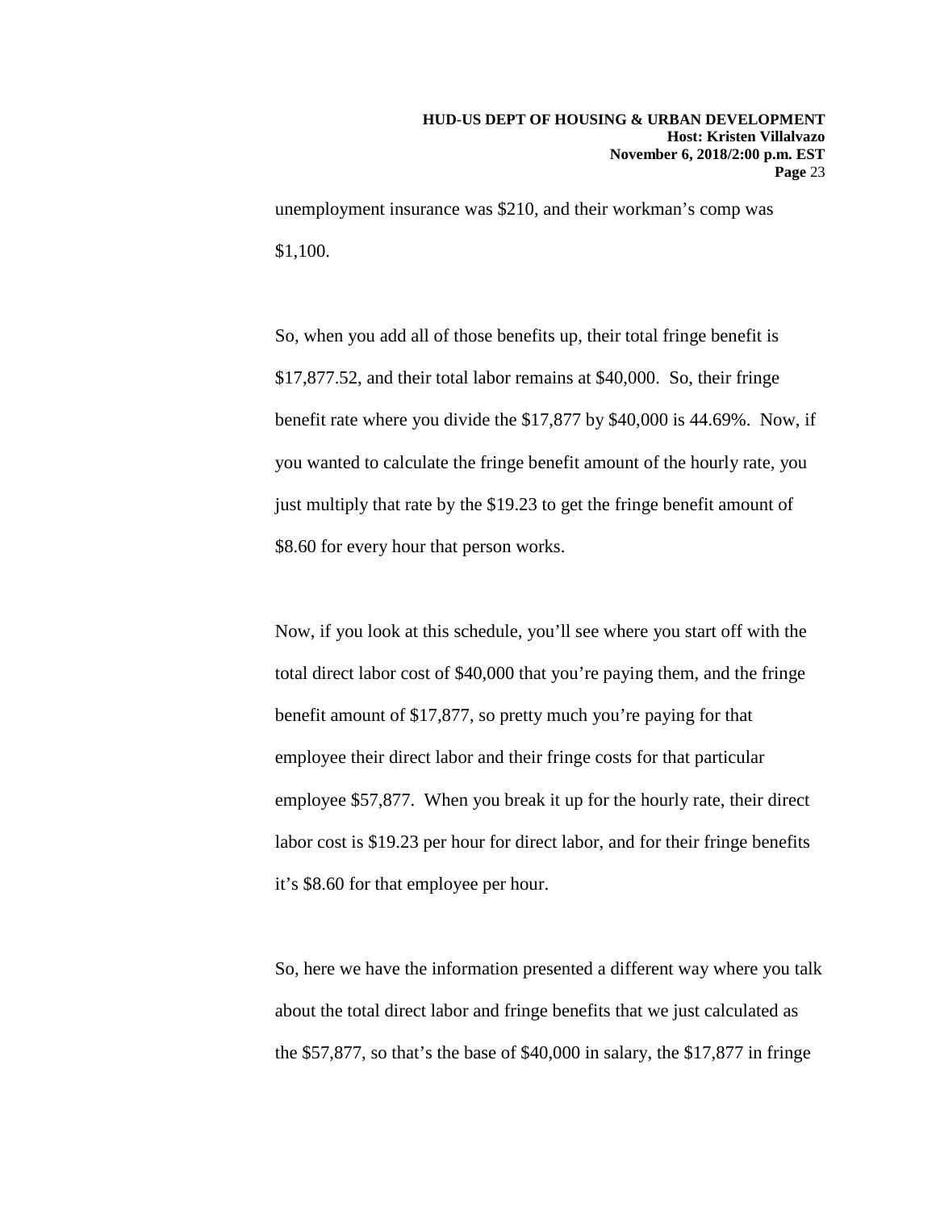unemployment insurance was $210, and their workman's comp was $1,100.

So, when you add all of those benefits up, their total fringe benefit is $17,877.52, and their total labor remains at $40,000. So, their fringe benefit rate where you divide the $17,877 by $40,000 is 44.69%. Now, if you wanted to calculate the fringe benefit amount of the hourly rate, you just multiply that rate by the $19.23 to get the fringe benefit amount of $8.60 for every hour that person works.

Now, if you look at this schedule, you'll see where you start off with the total direct labor cost of $40,000 that you're paying them, and the fringe benefit amount of $17,877, so pretty much you're paying for that employee their direct labor and their fringe costs for that particular employee $57,877. When you break it up for the hourly rate, their direct labor cost is $19.23 per hour for direct labor, and for their fringe benefits it's $8.60 for that employee per hour.

So, here we have the information presented a different way where you talk about the total direct labor and fringe benefits that we just calculated as the $57,877, so that's the base of $40,000 in salary, the $17,877 in fringe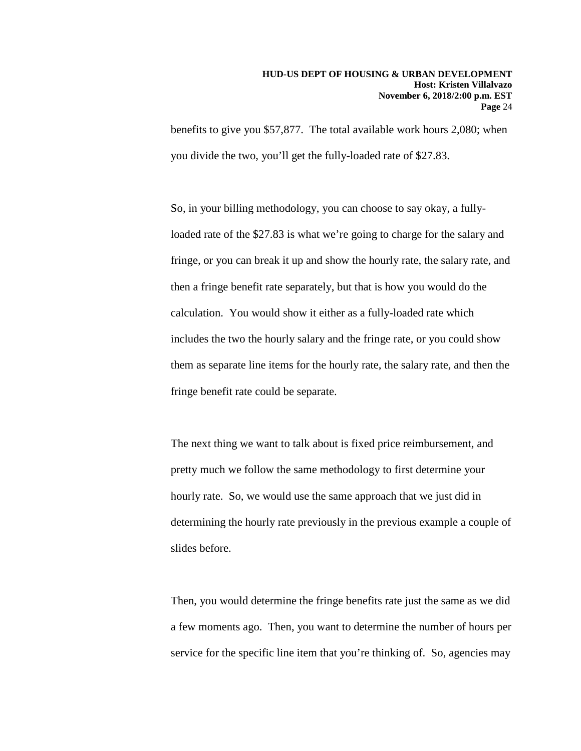benefits to give you $57,877. The total available work hours 2,080; when you divide the two, you'll get the fully-loaded rate of $27.83.

So, in your billing methodology, you can choose to say okay, a fully-loaded rate of the $27.83 is what we're going to charge for the salary and fringe, or you can break it up and show the hourly rate, the salary rate, and then a fringe benefit rate separately, but that is how you would do the calculation. You would show it either as a fully-loaded rate which includes the two the hourly salary and the fringe rate, or you could show them as separate line items for the hourly rate, the salary rate, and then the fringe benefit rate could be separate.

The next thing we want to talk about is fixed price reimbursement, and pretty much we follow the same methodology to first determine your hourly rate. So, we would use the same approach that we just did in determining the hourly rate previously in the previous example a couple of slides before.

Then, you would determine the fringe benefits rate just the same as we did a few moments ago. Then, you want to determine the number of hours per service for the specific line item that you're thinking of. So, agencies may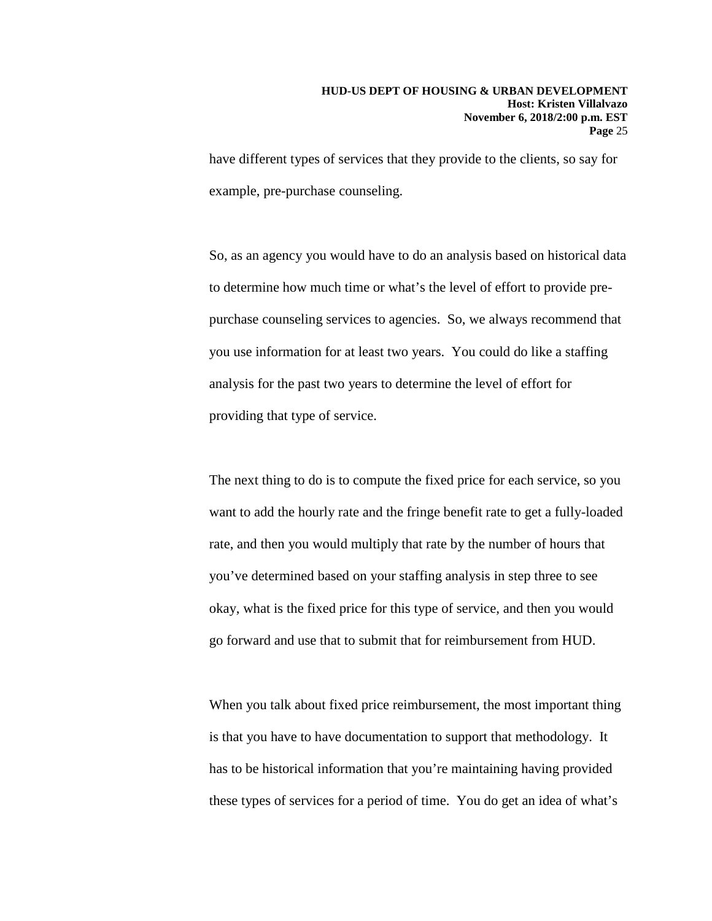have different types of services that they provide to the clients, so say for example, pre-purchase counseling.

So, as an agency you would have to do an analysis based on historical data to determine how much time or what's the level of effort to provide pre-purchase counseling services to agencies. So, we always recommend that you use information for at least two years. You could do like a staffing analysis for the past two years to determine the level of effort for providing that type of service.

The next thing to do is to compute the fixed price for each service, so you want to add the hourly rate and the fringe benefit rate to get a fully-loaded rate, and then you would multiply that rate by the number of hours that you've determined based on your staffing analysis in step three to see okay, what is the fixed price for this type of service, and then you would go forward and use that to submit that for reimbursement from HUD.

When you talk about fixed price reimbursement, the most important thing is that you have to have documentation to support that methodology. It has to be historical information that you're maintaining having provided these types of services for a period of time. You do get an idea of what's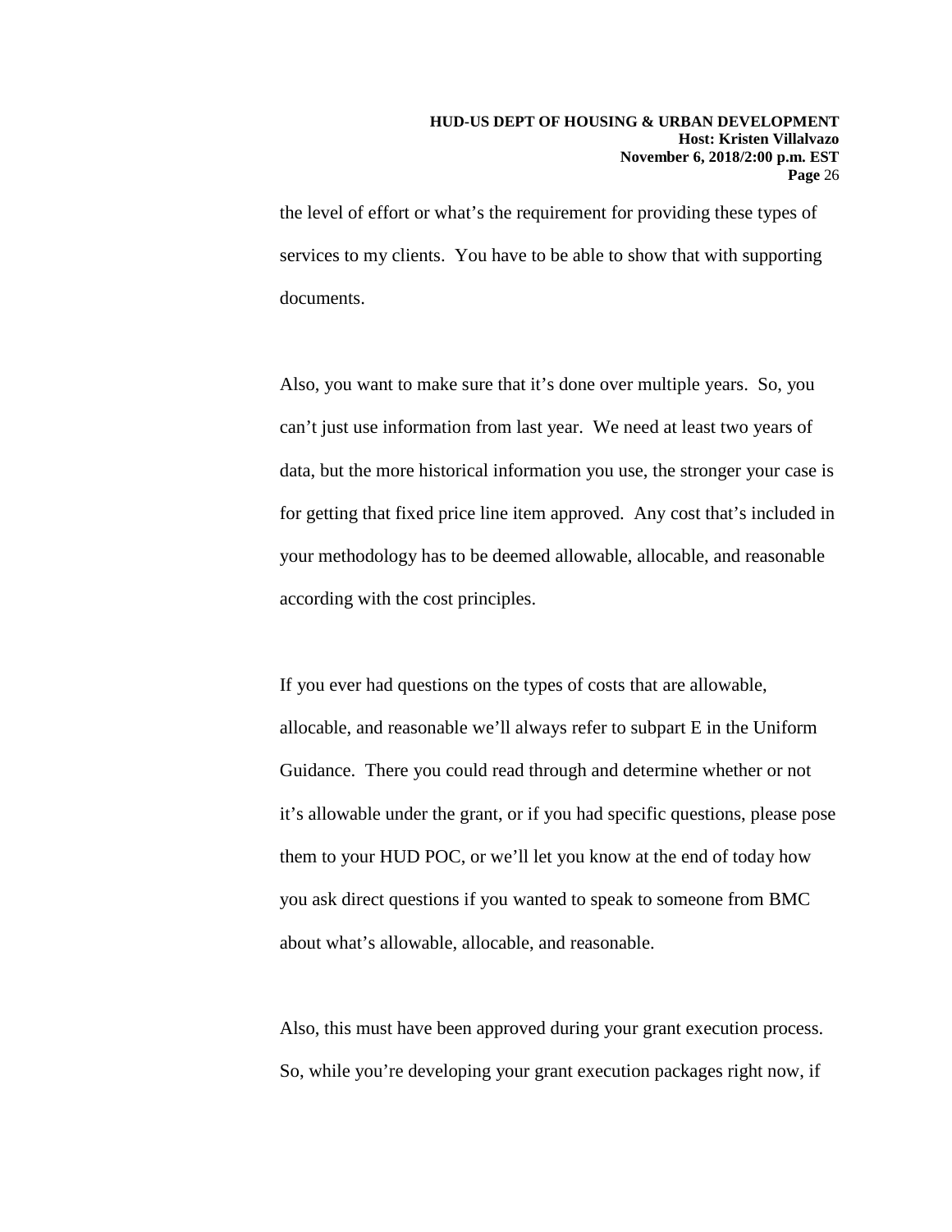the level of effort or what's the requirement for providing these types of services to my clients. You have to be able to show that with supporting documents.

Also, you want to make sure that it's done over multiple years. So, you can't just use information from last year. We need at least two years of data, but the more historical information you use, the stronger your case is for getting that fixed price line item approved. Any cost that's included in your methodology has to be deemed allowable, allocable, and reasonable according with the cost principles.

If you ever had questions on the types of costs that are allowable, allocable, and reasonable we'll always refer to subpart E in the Uniform Guidance. There you could read through and determine whether or not it's allowable under the grant, or if you had specific questions, please pose them to your HUD POC, or we'll let you know at the end of today how you ask direct questions if you wanted to speak to someone from BMC about what's allowable, allocable, and reasonable.

Also, this must have been approved during your grant execution process. So, while you're developing your grant execution packages right now, if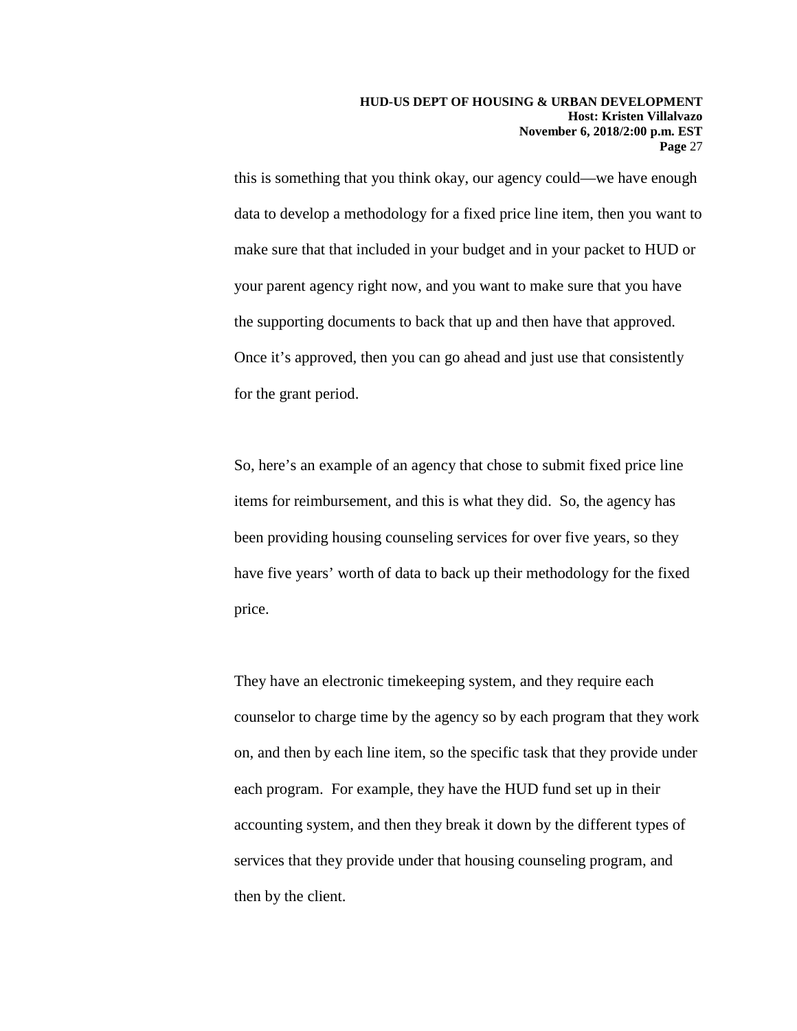this is something that you think okay, our agency could—we have enough data to develop a methodology for a fixed price line item, then you want to make sure that that included in your budget and in your packet to HUD or your parent agency right now, and you want to make sure that you have the supporting documents to back that up and then have that approved. Once it's approved, then you can go ahead and just use that consistently for the grant period.

So, here's an example of an agency that chose to submit fixed price line items for reimbursement, and this is what they did. So, the agency has been providing housing counseling services for over five years, so they have five years' worth of data to back up their methodology for the fixed price.

They have an electronic timekeeping system, and they require each counselor to charge time by the agency so by each program that they work on, and then by each line item, so the specific task that they provide under each program. For example, they have the HUD fund set up in their accounting system, and then they break it down by the different types of services that they provide under that housing counseling program, and then by the client.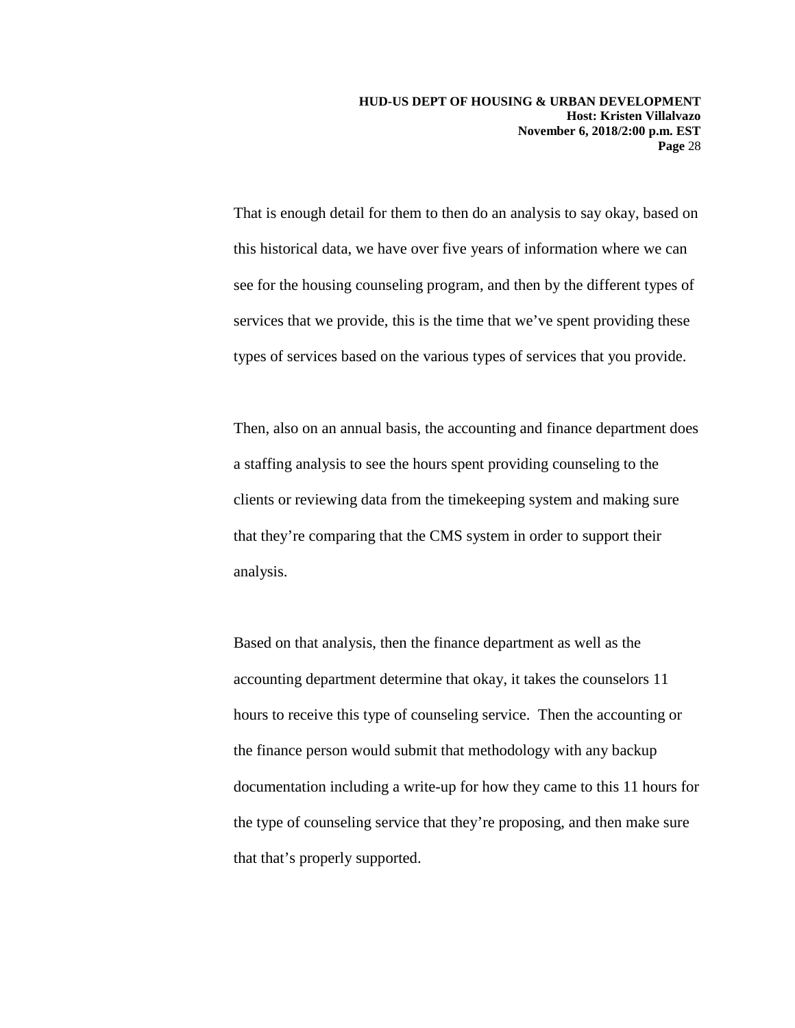That is enough detail for them to then do an analysis to say okay, based on this historical data, we have over five years of information where we can see for the housing counseling program, and then by the different types of services that we provide, this is the time that we've spent providing these types of services based on the various types of services that you provide.

Then, also on an annual basis, the accounting and finance department does a staffing analysis to see the hours spent providing counseling to the clients or reviewing data from the timekeeping system and making sure that they're comparing that the CMS system in order to support their analysis.

Based on that analysis, then the finance department as well as the accounting department determine that okay, it takes the counselors 11 hours to receive this type of counseling service. Then the accounting or the finance person would submit that methodology with any backup documentation including a write-up for how they came to this 11 hours for the type of counseling service that they're proposing, and then make sure that that's properly supported.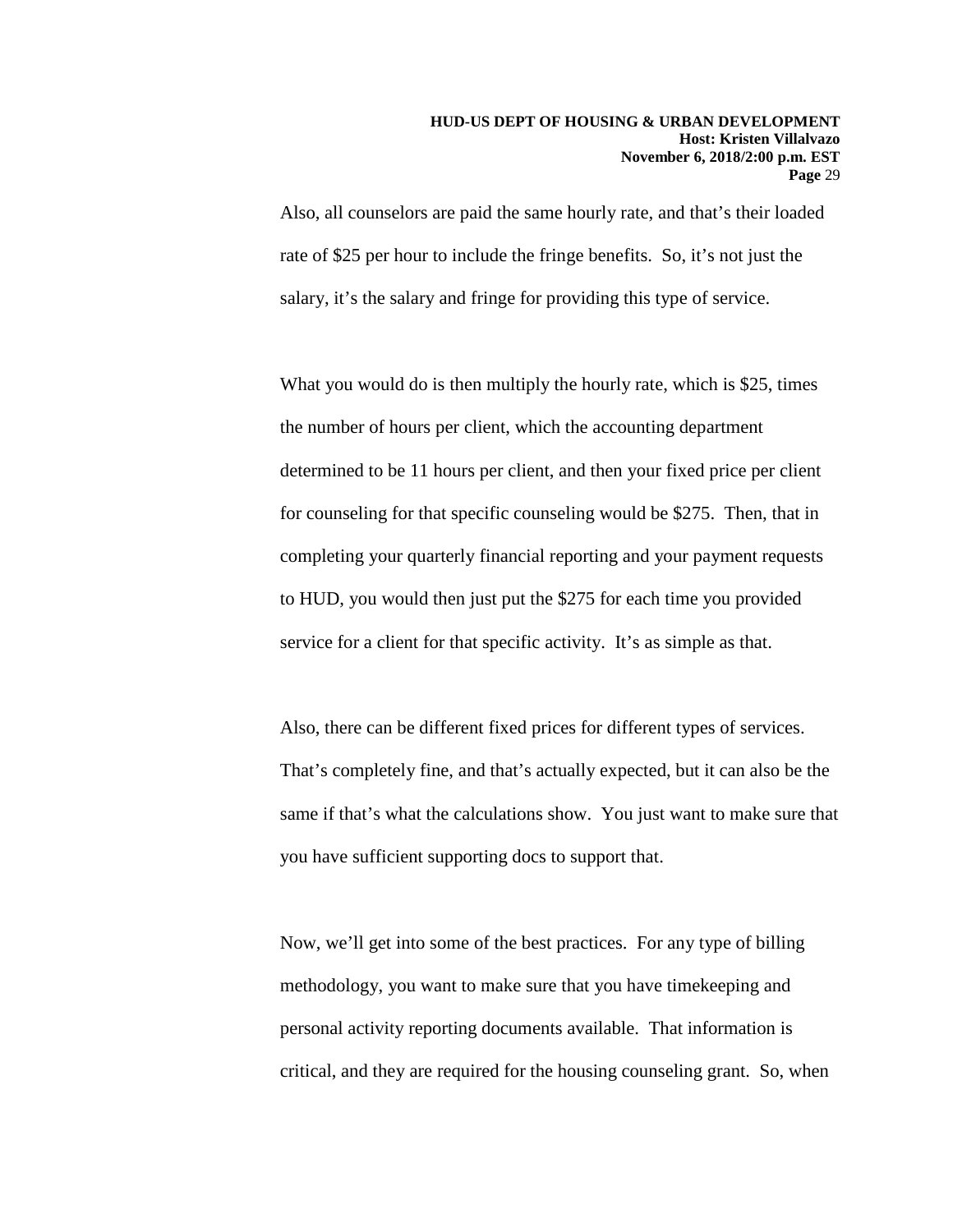Also, all counselors are paid the same hourly rate, and that's their loaded rate of $25 per hour to include the fringe benefits. So, it's not just the salary, it's the salary and fringe for providing this type of service.

What you would do is then multiply the hourly rate, which is $25, times the number of hours per client, which the accounting department determined to be 11 hours per client, and then your fixed price per client for counseling for that specific counseling would be $275. Then, that in completing your quarterly financial reporting and your payment requests to HUD, you would then just put the $275 for each time you provided service for a client for that specific activity. It's as simple as that.

Also, there can be different fixed prices for different types of services. That's completely fine, and that's actually expected, but it can also be the same if that's what the calculations show. You just want to make sure that you have sufficient supporting docs to support that.

Now, we'll get into some of the best practices. For any type of billing methodology, you want to make sure that you have timekeeping and personal activity reporting documents available. That information is critical, and they are required for the housing counseling grant. So, when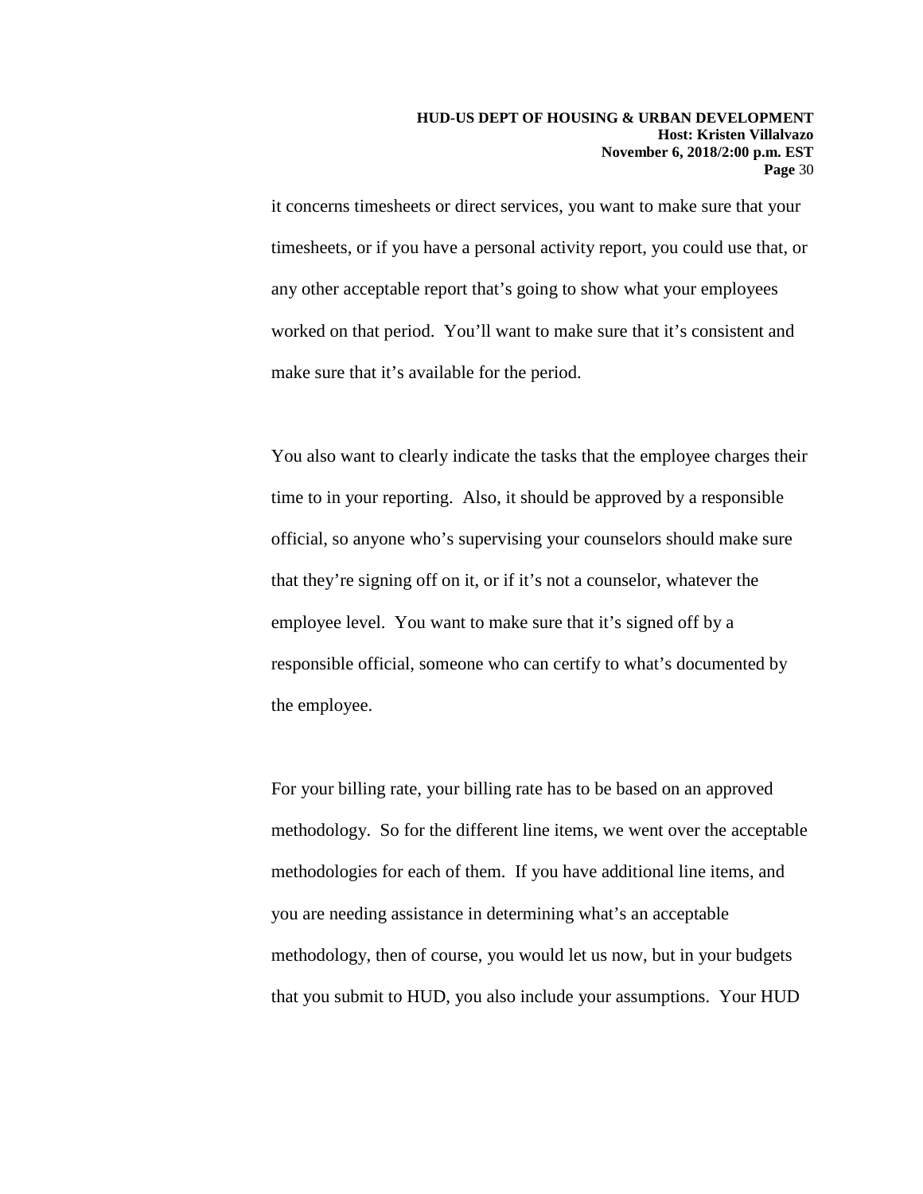it concerns timesheets or direct services, you want to make sure that your timesheets, or if you have a personal activity report, you could use that, or any other acceptable report that's going to show what your employees worked on that period. You'll want to make sure that it's consistent and make sure that it's available for the period.

You also want to clearly indicate the tasks that the employee charges their time to in your reporting. Also, it should be approved by a responsible official, so anyone who's supervising your counselors should make sure that they're signing off on it, or if it's not a counselor, whatever the employee level. You want to make sure that it's signed off by a responsible official, someone who can certify to what's documented by the employee.

For your billing rate, your billing rate has to be based on an approved methodology. So for the different line items, we went over the acceptable methodologies for each of them. If you have additional line items, and you are needing assistance in determining what's an acceptable methodology, then of course, you would let us now, but in your budgets that you submit to HUD, you also include your assumptions. Your HUD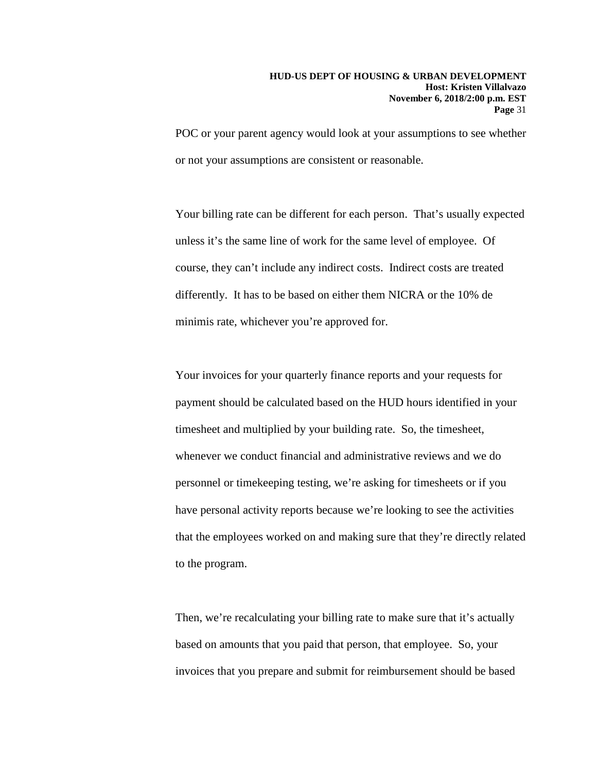POC or your parent agency would look at your assumptions to see whether or not your assumptions are consistent or reasonable.

Your billing rate can be different for each person. That's usually expected unless it's the same line of work for the same level of employee. Of course, they can't include any indirect costs. Indirect costs are treated differently. It has to be based on either them NICRA or the 10% de minimis rate, whichever you're approved for.

Your invoices for your quarterly finance reports and your requests for payment should be calculated based on the HUD hours identified in your timesheet and multiplied by your building rate. So, the timesheet, whenever we conduct financial and administrative reviews and we do personnel or timekeeping testing, we're asking for timesheets or if you have personal activity reports because we're looking to see the activities that the employees worked on and making sure that they're directly related to the program.

Then, we're recalculating your billing rate to make sure that it's actually based on amounts that you paid that person, that employee. So, your invoices that you prepare and submit for reimbursement should be based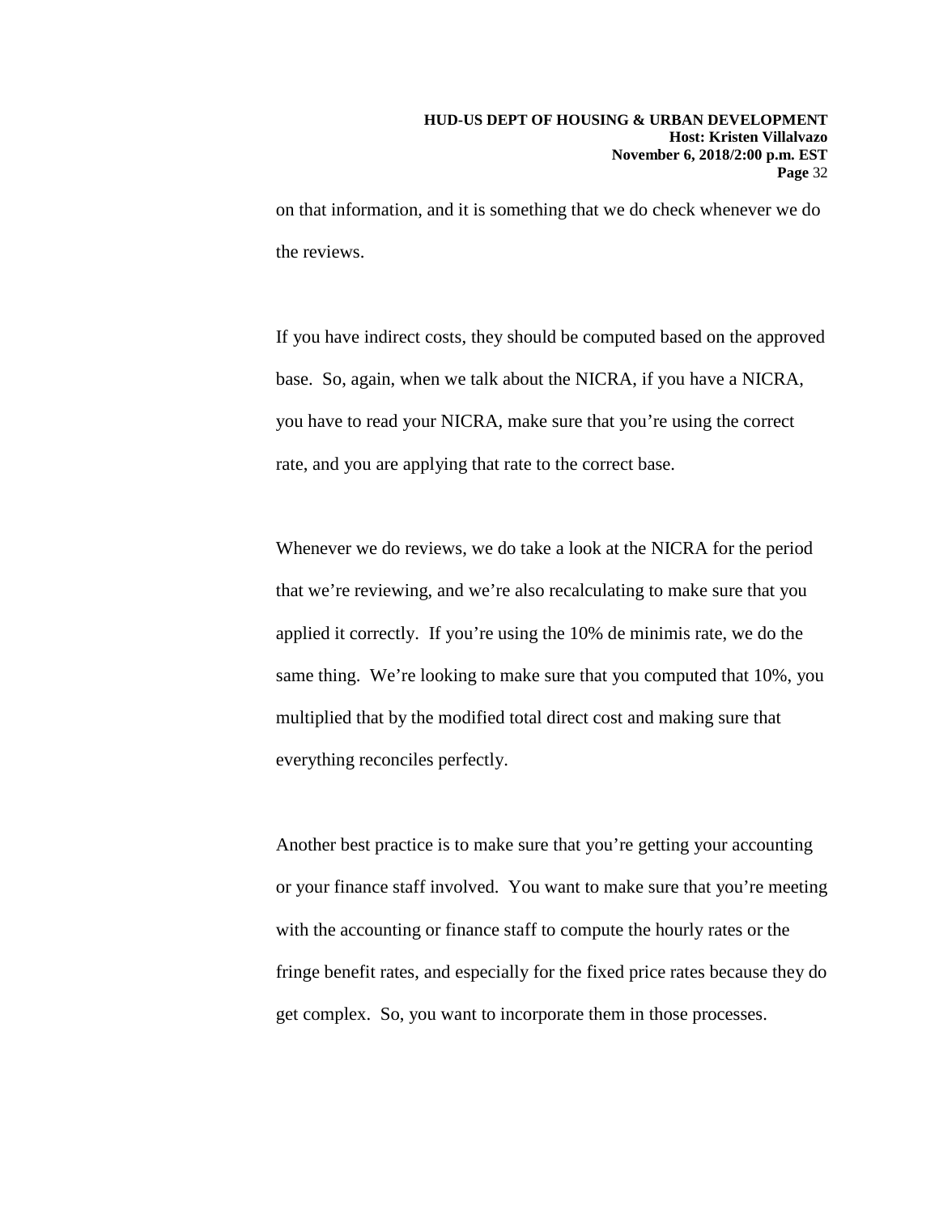on that information, and it is something that we do check whenever we do the reviews.

If you have indirect costs, they should be computed based on the approved base. So, again, when we talk about the NICRA, if you have a NICRA, you have to read your NICRA, make sure that you're using the correct rate, and you are applying that rate to the correct base.

Whenever we do reviews, we do take a look at the NICRA for the period that we're reviewing, and we're also recalculating to make sure that you applied it correctly. If you're using the 10% de minimis rate, we do the same thing. We're looking to make sure that you computed that 10%, you multiplied that by the modified total direct cost and making sure that everything reconciles perfectly.

Another best practice is to make sure that you're getting your accounting or your finance staff involved. You want to make sure that you're meeting with the accounting or finance staff to compute the hourly rates or the fringe benefit rates, and especially for the fixed price rates because they do get complex. So, you want to incorporate them in those processes.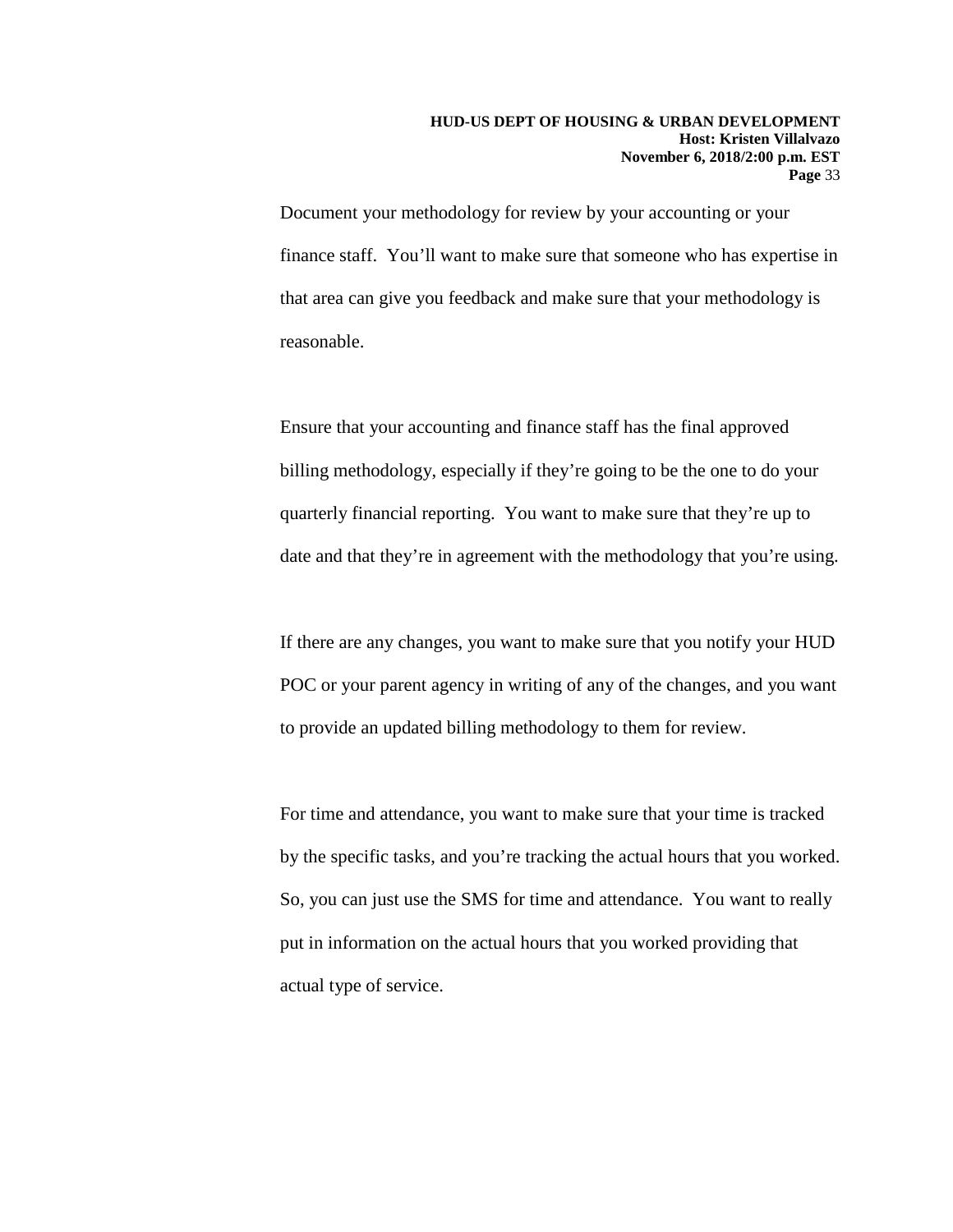Document your methodology for review by your accounting or your finance staff. You'll want to make sure that someone who has expertise in that area can give you feedback and make sure that your methodology is reasonable.

Ensure that your accounting and finance staff has the final approved billing methodology, especially if they're going to be the one to do your quarterly financial reporting. You want to make sure that they're up to date and that they're in agreement with the methodology that you're using.

If there are any changes, you want to make sure that you notify your HUD POC or your parent agency in writing of any of the changes, and you want to provide an updated billing methodology to them for review.

For time and attendance, you want to make sure that your time is tracked by the specific tasks, and you're tracking the actual hours that you worked. So, you can just use the SMS for time and attendance. You want to really put in information on the actual hours that you worked providing that actual type of service.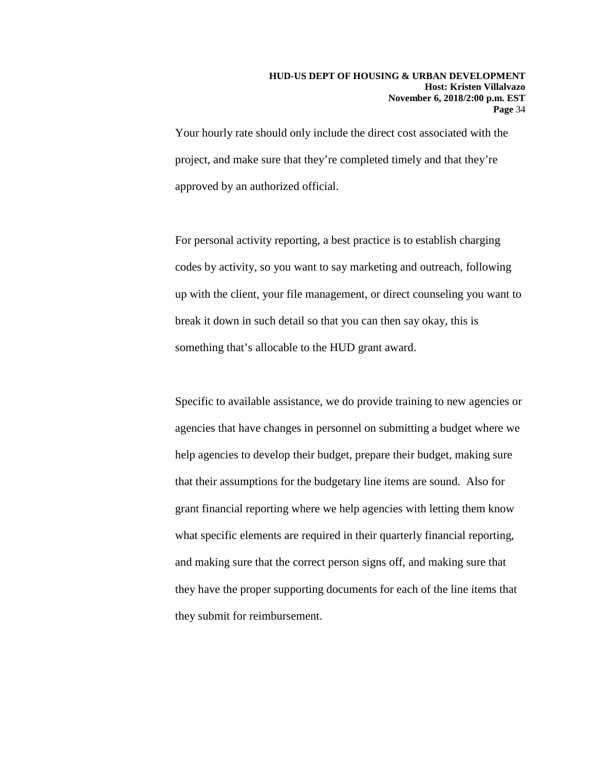Your hourly rate should only include the direct cost associated with the project, and make sure that they're completed timely and that they're approved by an authorized official.

For personal activity reporting, a best practice is to establish charging codes by activity, so you want to say marketing and outreach, following up with the client, your file management, or direct counseling you want to break it down in such detail so that you can then say okay, this is something that's allocable to the HUD grant award.

Specific to available assistance, we do provide training to new agencies or agencies that have changes in personnel on submitting a budget where we help agencies to develop their budget, prepare their budget, making sure that their assumptions for the budgetary line items are sound. Also for grant financial reporting where we help agencies with letting them know what specific elements are required in their quarterly financial reporting, and making sure that the correct person signs off, and making sure that they have the proper supporting documents for each of the line items that they submit for reimbursement.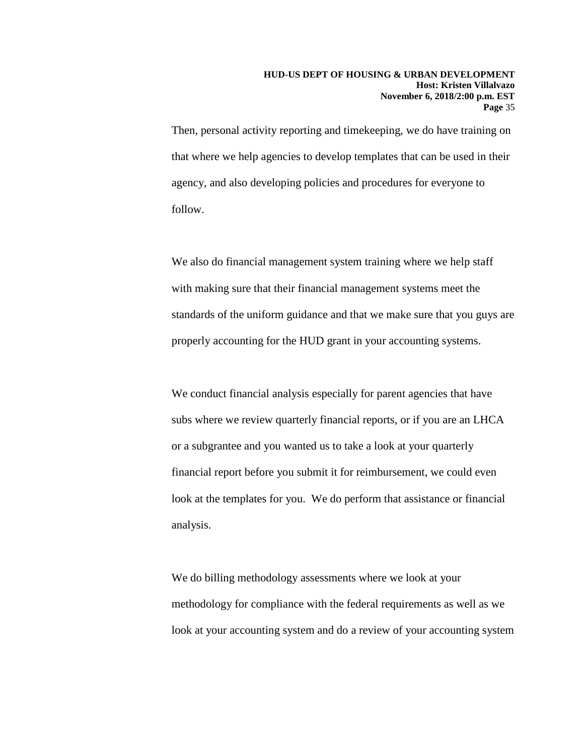Then, personal activity reporting and timekeeping, we do have training on that where we help agencies to develop templates that can be used in their agency, and also developing policies and procedures for everyone to follow.

We also do financial management system training where we help staff with making sure that their financial management systems meet the standards of the uniform guidance and that we make sure that you guys are properly accounting for the HUD grant in your accounting systems.

We conduct financial analysis especially for parent agencies that have subs where we review quarterly financial reports, or if you are an LHCA or a subgrantee and you wanted us to take a look at your quarterly financial report before you submit it for reimbursement, we could even look at the templates for you. We do perform that assistance or financial analysis.

We do billing methodology assessments where we look at your methodology for compliance with the federal requirements as well as we look at your accounting system and do a review of your accounting system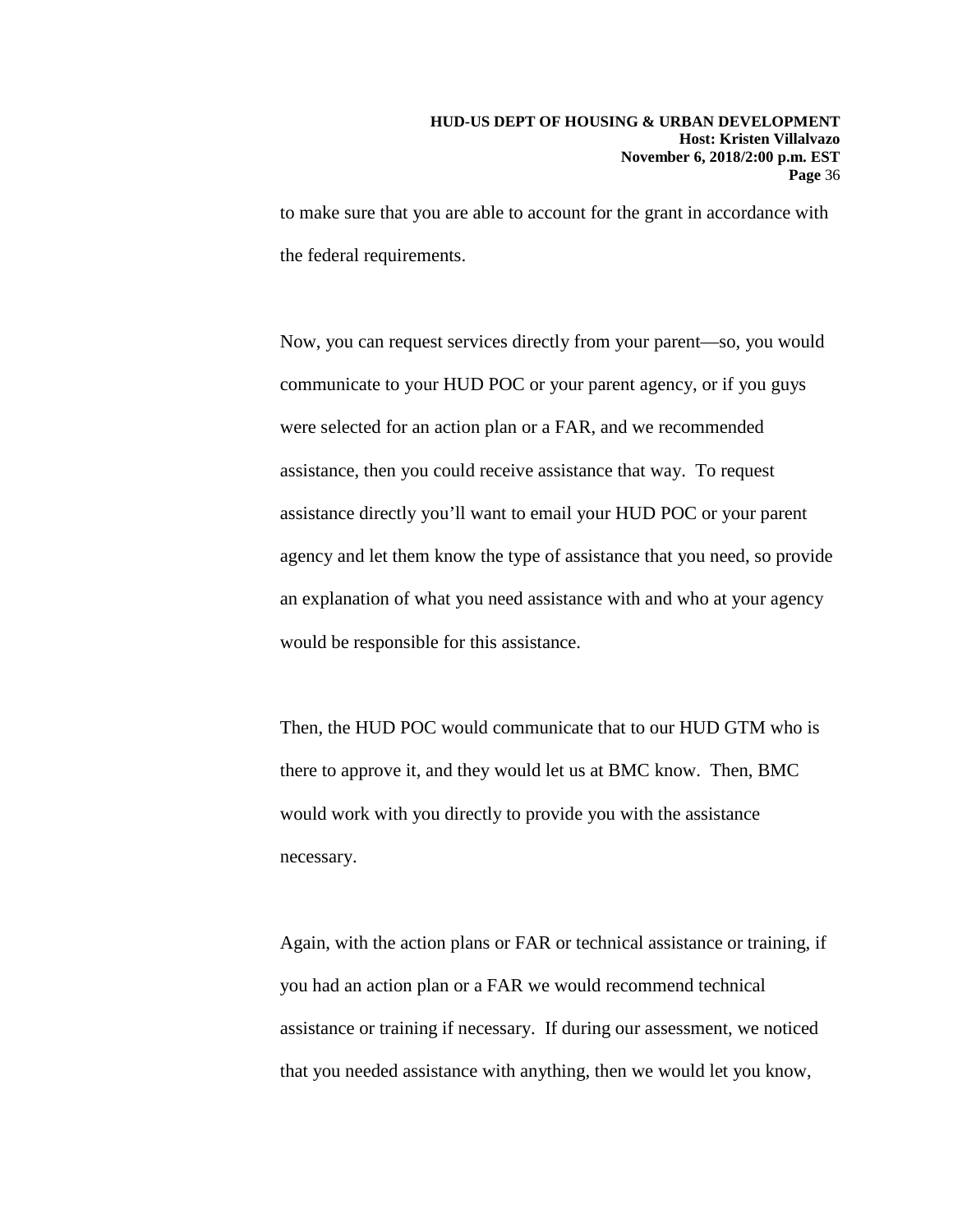to make sure that you are able to account for the grant in accordance with the federal requirements.

Now, you can request services directly from your parent—so, you would communicate to your HUD POC or your parent agency, or if you guys were selected for an action plan or a FAR, and we recommended assistance, then you could receive assistance that way. To request assistance directly you'll want to email your HUD POC or your parent agency and let them know the type of assistance that you need, so provide an explanation of what you need assistance with and who at your agency would be responsible for this assistance.

Then, the HUD POC would communicate that to our HUD GTM who is there to approve it, and they would let us at BMC know. Then, BMC would work with you directly to provide you with the assistance necessary.

Again, with the action plans or FAR or technical assistance or training, if you had an action plan or a FAR we would recommend technical assistance or training if necessary. If during our assessment, we noticed that you needed assistance with anything, then we would let you know,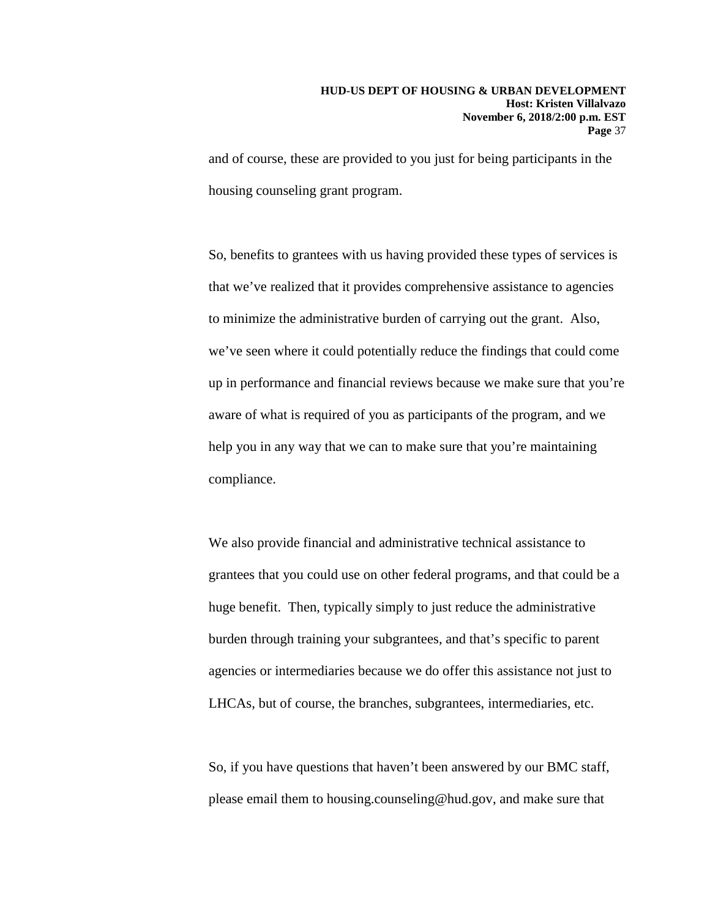and of course, these are provided to you just for being participants in the housing counseling grant program.

So, benefits to grantees with us having provided these types of services is that we've realized that it provides comprehensive assistance to agencies to minimize the administrative burden of carrying out the grant. Also, we've seen where it could potentially reduce the findings that could come up in performance and financial reviews because we make sure that you're aware of what is required of you as participants of the program, and we help you in any way that we can to make sure that you're maintaining compliance.

We also provide financial and administrative technical assistance to grantees that you could use on other federal programs, and that could be a huge benefit. Then, typically simply to just reduce the administrative burden through training your subgrantees, and that's specific to parent agencies or intermediaries because we do offer this assistance not just to LHCAs, but of course, the branches, subgrantees, intermediaries, etc.

So, if you have questions that haven't been answered by our BMC staff, please email them to housing.counseling@hud.gov, and make sure that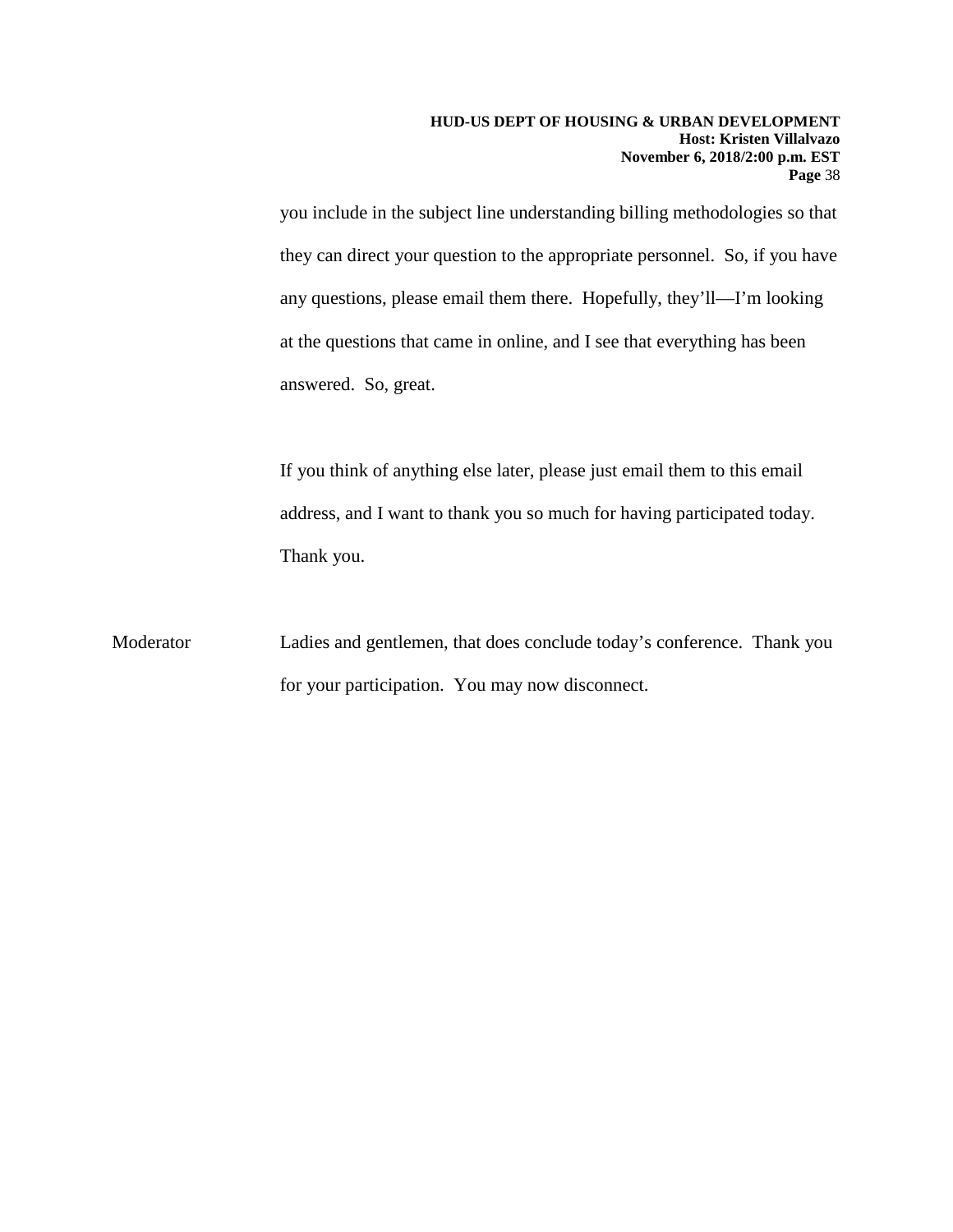you include in the subject line understanding billing methodologies so that they can direct your question to the appropriate personnel. So, if you have any questions, please email them there. Hopefully, they'll—I'm looking at the questions that came in online, and I see that everything has been answered. So, great.

If you think of anything else later, please just email them to this email address, and I want to thank you so much for having participated today. Thank you.

Moderator: Ladies and gentlemen, that does conclude today's conference. Thank you for your participation. You may now disconnect.